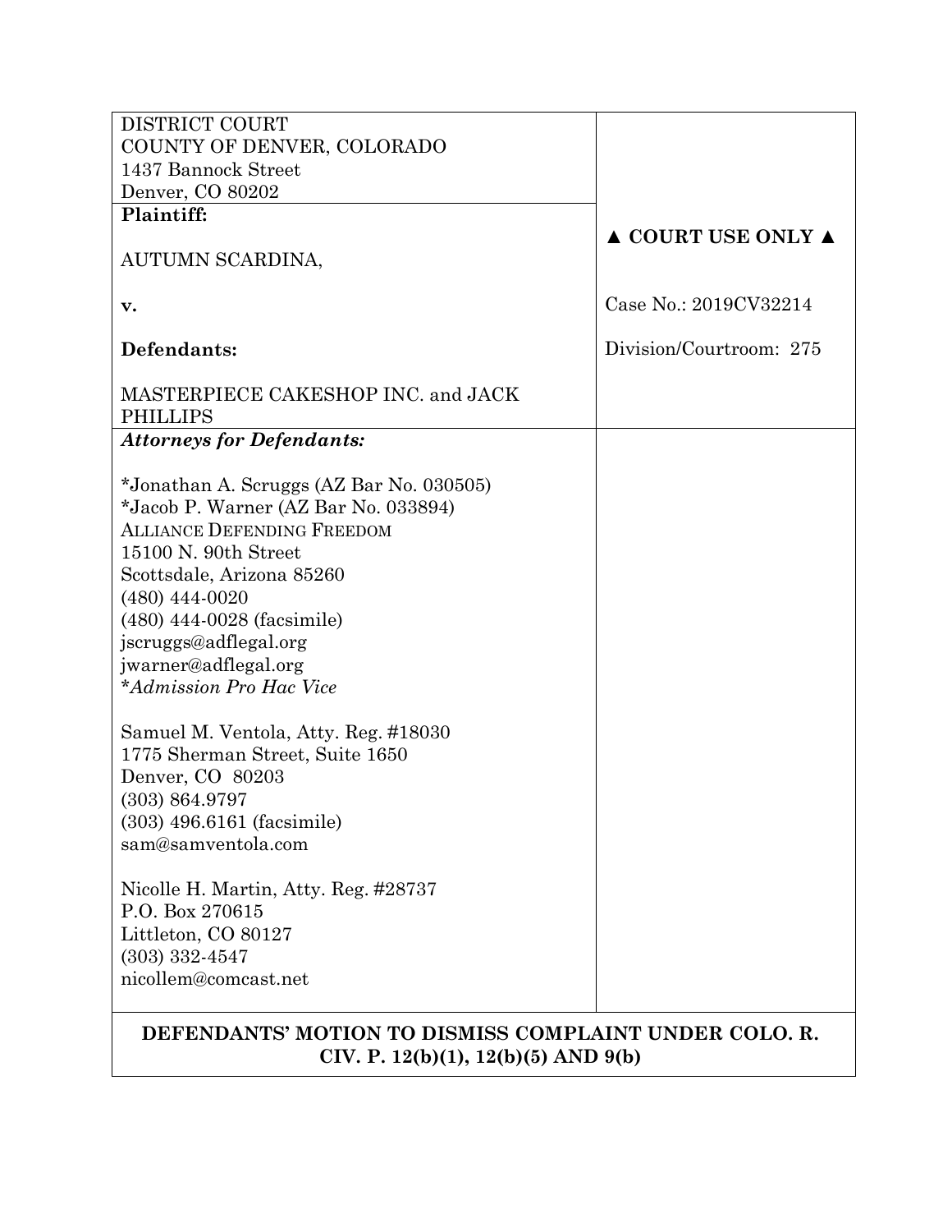| | |
|---|---|
| DISTRICT COURT<br>COUNTY OF DENVER, COLORADO<br>1437 Bannock Street<br>Denver, CO 80202 | |
| **Plaintiff:**<br><br>AUTUMN SCARDINA,<br><br>**v.**<br><br>**Defendants:**<br><br>MASTERPIECE CAKESHOP INC. and JACK PHILLIPS | **▲ COURT USE ONLY ▲**<br><br>Case No.: 2019CV32214<br><br>Division/Courtroom: 275 |
| ***Attorneys for Defendants:***<br><br>*Jonathan A. Scruggs (AZ Bar No. 030505)<br>*Jacob P. Warner (AZ Bar No. 033894)<br>ALLIANCE DEFENDING FREEDOM<br>15100 N. 90th Street<br>Scottsdale, Arizona 85260<br>(480) 444-0020<br>(480) 444-0028 (facsimile)<br>jscruggs@adflegal.org<br>jwarner@adflegal.org<br>**Admission Pro Hac Vice*<br><br>Samuel M. Ventola, Atty. Reg. #18030<br>1775 Sherman Street, Suite 1650<br>Denver, CO 80203<br>(303) 864.9797<br>(303) 496.6161 (facsimile)<br>sam@samventola.com<br><br>Nicolle H. Martin, Atty. Reg. #28737<br>P.O. Box 270615<br>Littleton, CO 80127<br>(303) 332-4547<br>nicollem@comcast.net | |

**DEFENDANTS' MOTION TO DISMISS COMPLAINT UNDER COLO. R. CIV. P. 12(b)(1), 12(b)(5) AND 9(b)**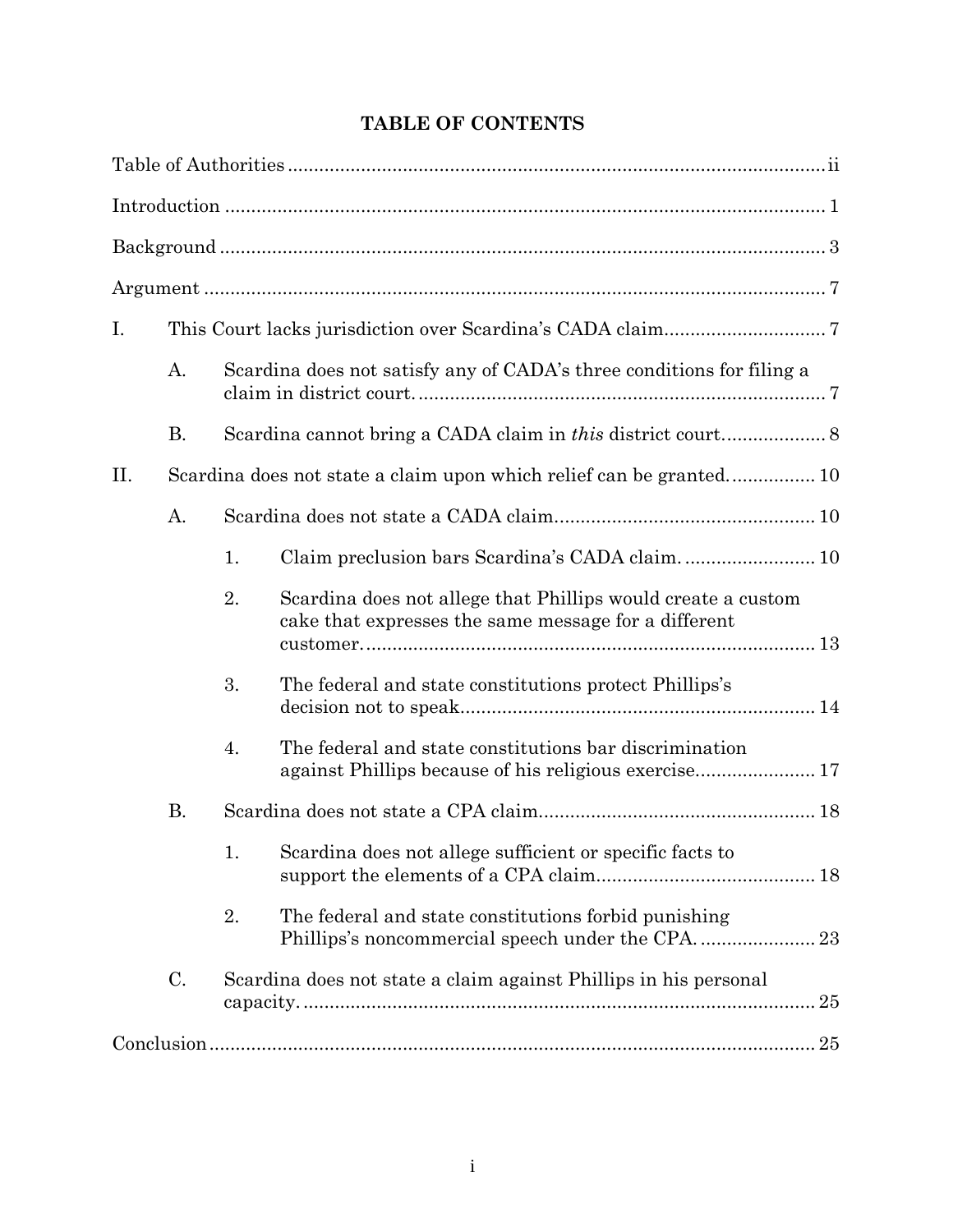# TABLE OF CONTENTS

Table of Authorities ........................................................................................................ ii

Introduction ...................................................................................................................... 1

Background ...................................................................................................................... 3

Argument .......................................................................................................................... 7

I. This Court lacks jurisdiction over Scardina's CADA claim ............................... 7

  A. Scardina does not satisfy any of CADA's three conditions for filing a claim in district court. ............................................................................. 7

  B. Scardina cannot bring a CADA claim in *this* district court .................... 8

II. Scardina does not state a claim upon which relief can be granted. ................ 10

  A. Scardina does not state a CADA claim. ................................................ 10

    1. Claim preclusion bars Scardina's CADA claim. ......................... 10

    2. Scardina does not allege that Phillips would create a custom cake that expresses the same message for a different customer. ...................................................................................... 13

    3. The federal and state constitutions protect Phillips's decision not to speak. .................................................................. 14

    4. The federal and state constitutions bar discrimination against Phillips because of his religious exercise. ...................... 17

  B. Scardina does not state a CPA claim. .................................................... 18

    1. Scardina does not allege sufficient or specific facts to support the elements of a CPA claim. ......................................... 18

    2. The federal and state constitutions forbid punishing Phillips's noncommercial speech under the CPA. ...................... 23

  C. Scardina does not state a claim against Phillips in his personal capacity. ................................................................................................. 25

Conclusion ...................................................................................................................... 25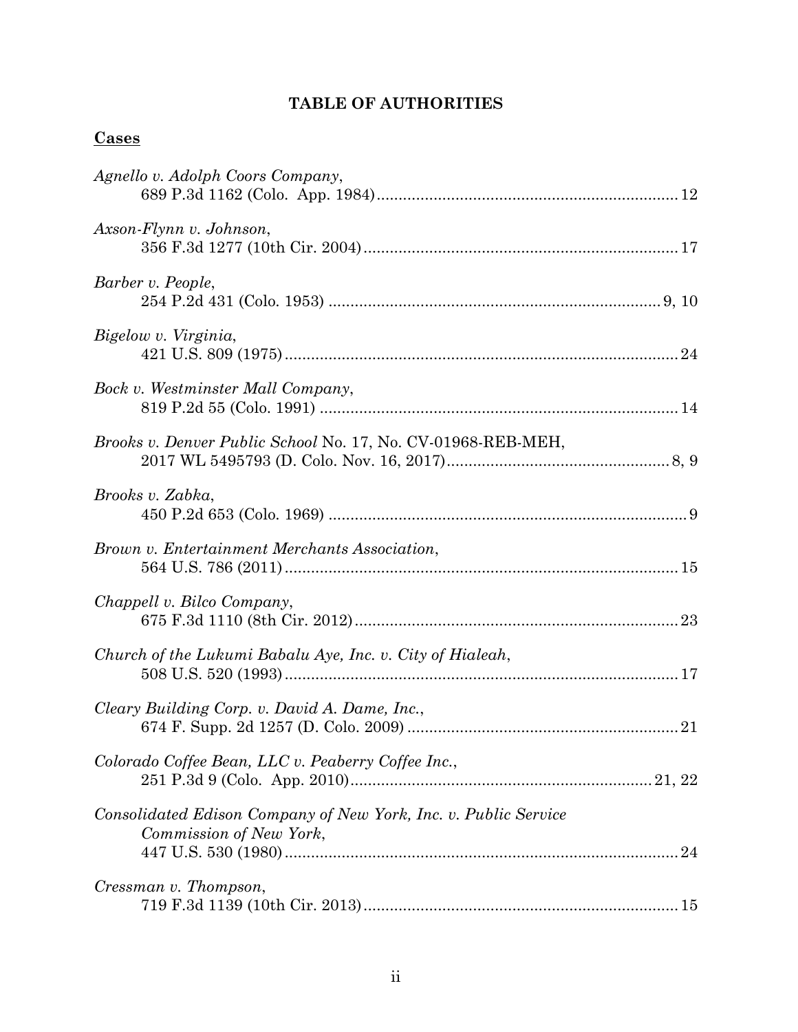# TABLE OF AUTHORITIES

## Cases

*Agnello v. Adolph Coors Company*,
689 P.3d 1162 (Colo. App. 1984) .................................................................... 12

*Axson-Flynn v. Johnson*,
356 F.3d 1277 (10th Cir. 2004) ...................................................................... 17

*Barber v. People*,
254 P.2d 431 (Colo. 1953) ........................................................................ 9, 10

*Bigelow v. Virginia*,
421 U.S. 809 (1975) ........................................................................................ 24

*Bock v. Westminster Mall Company*,
819 P.2d 55 (Colo. 1991) ................................................................................ 14

*Brooks v. Denver Public School* No. 17, No. CV-01968-REB-MEH,
2017 WL 5495793 (D. Colo. Nov. 16, 2017) .................................................. 8, 9

*Brooks v. Zabka*,
450 P.2d 653 (Colo. 1969) ................................................................................ 9

*Brown v. Entertainment Merchants Association*,
564 U.S. 786 (2011) ........................................................................................ 15

*Chappell v. Bilco Company*,
675 F.3d 1110 (8th Cir. 2012) ........................................................................ 23

*Church of the Lukumi Babalu Aye, Inc. v. City of Hialeah*,
508 U.S. 520 (1993) ........................................................................................ 17

*Cleary Building Corp. v. David A. Dame, Inc.*,
674 F. Supp. 2d 1257 (D. Colo. 2009) ............................................................ 21

*Colorado Coffee Bean, LLC v. Peaberry Coffee Inc.*,
251 P.3d 9 (Colo. App. 2010) .................................................................... 21, 22

*Consolidated Edison Company of New York, Inc. v. Public Service Commission of New York*,
447 U.S. 530 (1980) ........................................................................................ 24

*Cressman v. Thompson*,
719 F.3d 1139 (10th Cir. 2013) ...................................................................... 15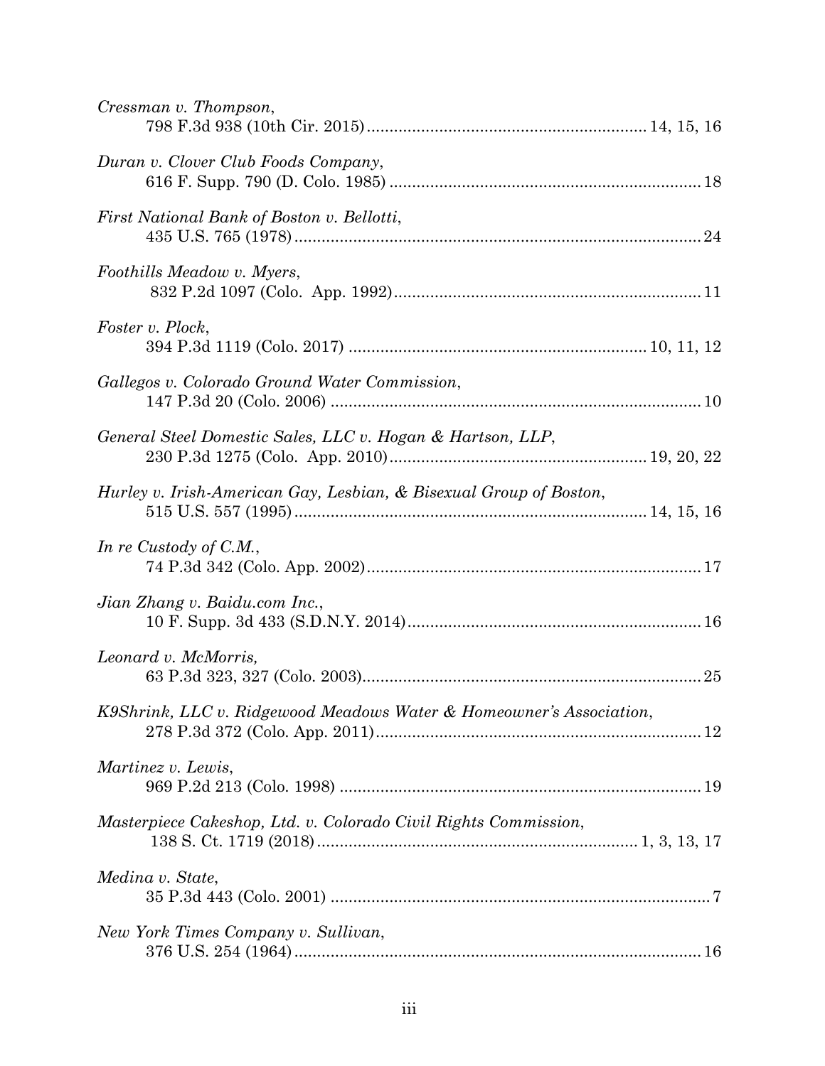*Cressman v. Thompson*,
798 F.3d 938 (10th Cir. 2015) ........................................................ 14, 15, 16

*Duran v. Clover Club Foods Company*,
616 F. Supp. 790 (D. Colo. 1985) ........................................................ 18

*First National Bank of Boston v. Bellotti*,
435 U.S. 765 (1978) ........................................................ 24

*Foothills Meadow v. Myers*,
832 P.2d 1097 (Colo. App. 1992) ........................................................ 11

*Foster v. Plock*,
394 P.3d 1119 (Colo. 2017) ........................................................ 10, 11, 12

*Gallegos v. Colorado Ground Water Commission*,
147 P.3d 20 (Colo. 2006) ........................................................ 10

*General Steel Domestic Sales, LLC v. Hogan & Hartson, LLP*,
230 P.3d 1275 (Colo. App. 2010) ........................................................ 19, 20, 22

*Hurley v. Irish-American Gay, Lesbian, & Bisexual Group of Boston*,
515 U.S. 557 (1995) ........................................................ 14, 15, 16

*In re Custody of C.M.*,
74 P.3d 342 (Colo. App. 2002) ........................................................ 17

*Jian Zhang v. Baidu.com Inc.*,
10 F. Supp. 3d 433 (S.D.N.Y. 2014) ........................................................ 16

*Leonard v. McMorris,*
63 P.3d 323, 327 (Colo. 2003) ........................................................ 25

*K9Shrink, LLC v. Ridgewood Meadows Water & Homeowner's Association*,
278 P.3d 372 (Colo. App. 2011) ........................................................ 12

*Martinez v. Lewis*,
969 P.2d 213 (Colo. 1998) ........................................................ 19

*Masterpiece Cakeshop, Ltd. v. Colorado Civil Rights Commission*,
138 S. Ct. 1719 (2018) ........................................................ 1, 3, 13, 17

*Medina v. State*,
35 P.3d 443 (Colo. 2001) ........................................................ 7

*New York Times Company v. Sullivan*,
376 U.S. 254 (1964) ........................................................ 16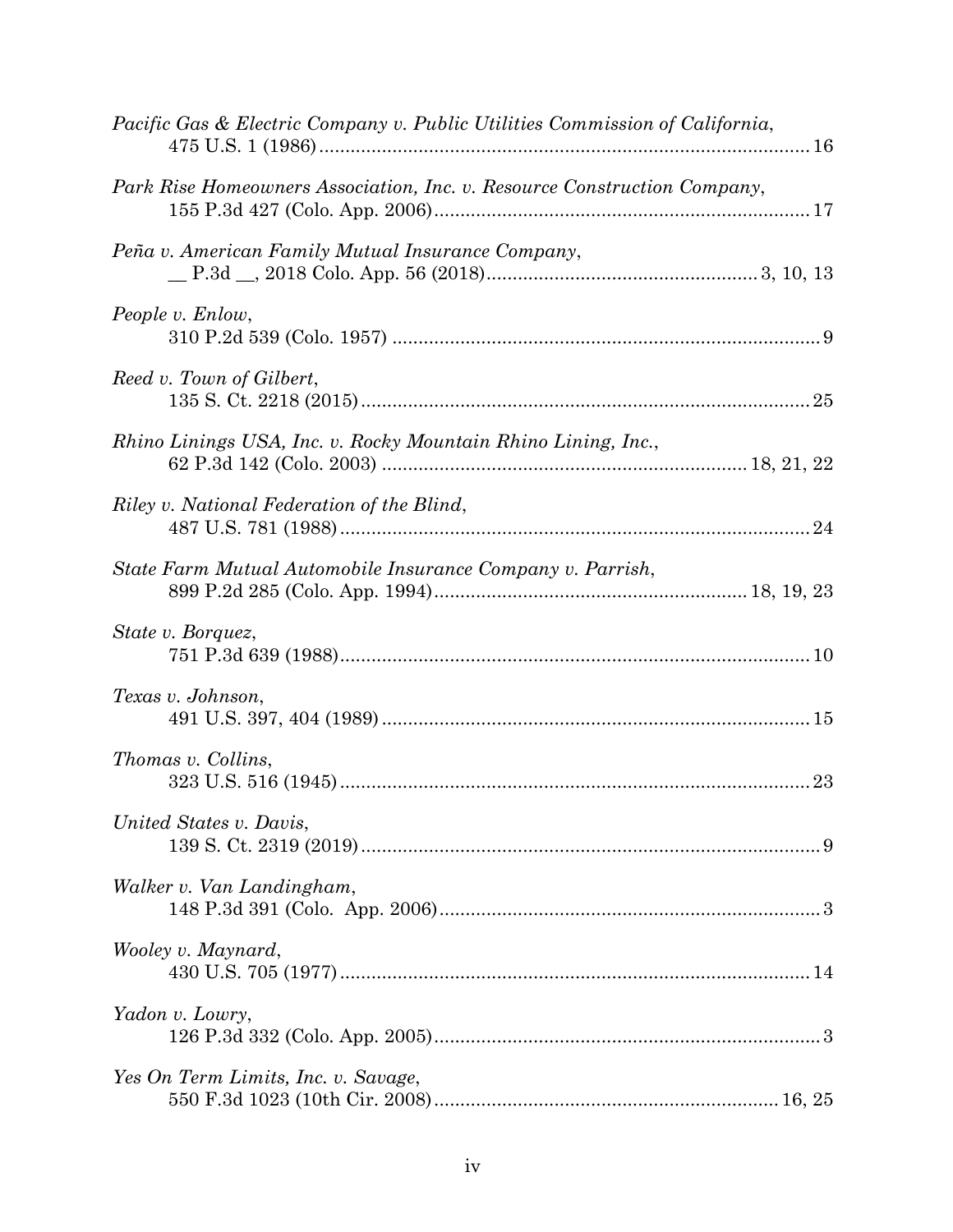*Pacific Gas & Electric Company v. Public Utilities Commission of California*,
475 U.S. 1 (1986) .......................................................................................... 16

*Park Rise Homeowners Association, Inc. v. Resource Construction Company*,
155 P.3d 427 (Colo. App. 2006) ..................................................................... 17

*Peña v. American Family Mutual Insurance Company*,
__ P.3d __, 2018 Colo. App. 56 (2018) ................................................. 3, 10, 13

*People v. Enlow*,
310 P.2d 539 (Colo. 1957) ................................................................................ 9

*Reed v. Town of Gilbert*,
135 S. Ct. 2218 (2015) .................................................................................... 25

*Rhino Linings USA, Inc. v. Rocky Mountain Rhino Lining, Inc.*,
62 P.3d 142 (Colo. 2003) ..................................................................... 18, 21, 22

*Riley v. National Federation of the Blind*,
487 U.S. 781 (1988) ........................................................................................ 24

*State Farm Mutual Automobile Insurance Company v. Parrish*,
899 P.2d 285 (Colo. App. 1994) ........................................................... 18, 19, 23

*State v. Borquez*,
751 P.3d 639 (1988) ........................................................................................ 10

*Texas v. Johnson*,
491 U.S. 397, 404 (1989) ................................................................................ 15

*Thomas v. Collins*,
323 U.S. 516 (1945) ........................................................................................ 23

*United States v. Davis*,
139 S. Ct. 2319 (2019) ...................................................................................... 9

*Walker v. Van Landingham*,
148 P.3d 391 (Colo. App. 2006) ....................................................................... 3

*Wooley v. Maynard*,
430 U.S. 705 (1977) ........................................................................................ 14

*Yadon v. Lowry*,
126 P.3d 332 (Colo. App. 2005) ....................................................................... 3

*Yes On Term Limits, Inc. v. Savage*,
550 F.3d 1023 (10th Cir. 2008) ................................................................. 16, 25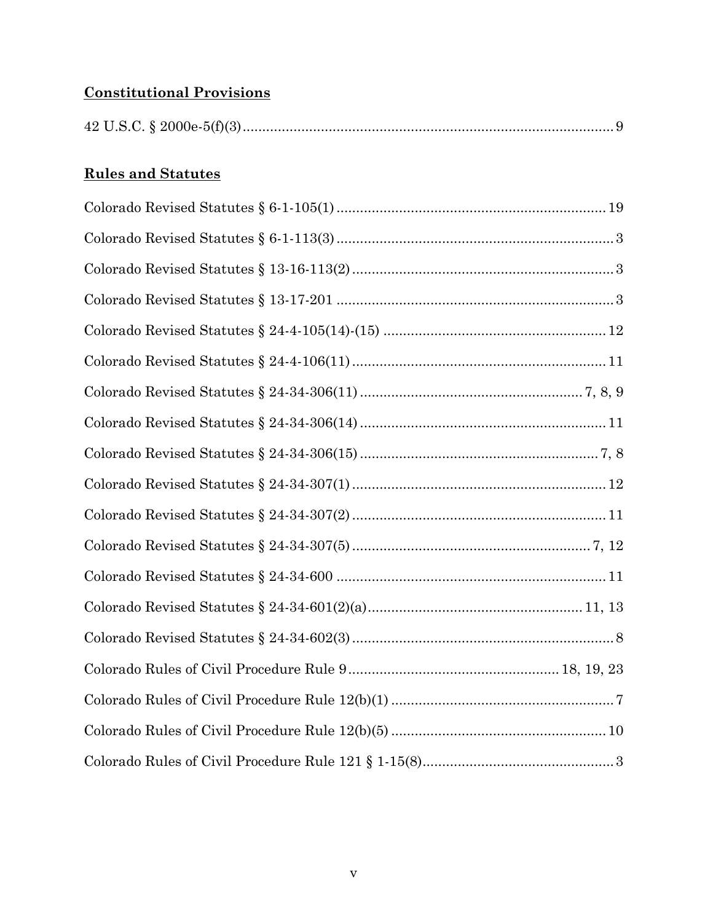**Constitutional Provisions**

42 U.S.C. § 2000e-5(f)(3) ................................................................................................ 9

**Rules and Statutes**

Colorado Revised Statutes § 6-1-105(1) ..................................................................... 19

Colorado Revised Statutes § 6-1-113(3) ....................................................................... 3

Colorado Revised Statutes § 13-16-113(2) ................................................................... 3

Colorado Revised Statutes § 13-17-201 ....................................................................... 3

Colorado Revised Statutes § 24-4-105(14)-(15) ......................................................... 12

Colorado Revised Statutes § 24-4-106(11) ................................................................. 11

Colorado Revised Statutes § 24-34-306(11) ......................................................... 7, 8, 9

Colorado Revised Statutes § 24-34-306(14) ............................................................... 11

Colorado Revised Statutes § 24-34-306(15) ............................................................. 7, 8

Colorado Revised Statutes § 24-34-307(1) ................................................................. 12

Colorado Revised Statutes § 24-34-307(2) ................................................................. 11

Colorado Revised Statutes § 24-34-307(5) ............................................................. 7, 12

Colorado Revised Statutes § 24-34-600 ..................................................................... 11

Colorado Revised Statutes § 24-34-601(2)(a) ....................................................... 11, 13

Colorado Revised Statutes § 24-34-602(3) ................................................................... 8

Colorado Rules of Civil Procedure Rule 9 ..................................................... 18, 19, 23

Colorado Rules of Civil Procedure Rule 12(b)(1) ......................................................... 7

Colorado Rules of Civil Procedure Rule 12(b)(5) ....................................................... 10

Colorado Rules of Civil Procedure Rule 121 § 1-15(8) ................................................. 3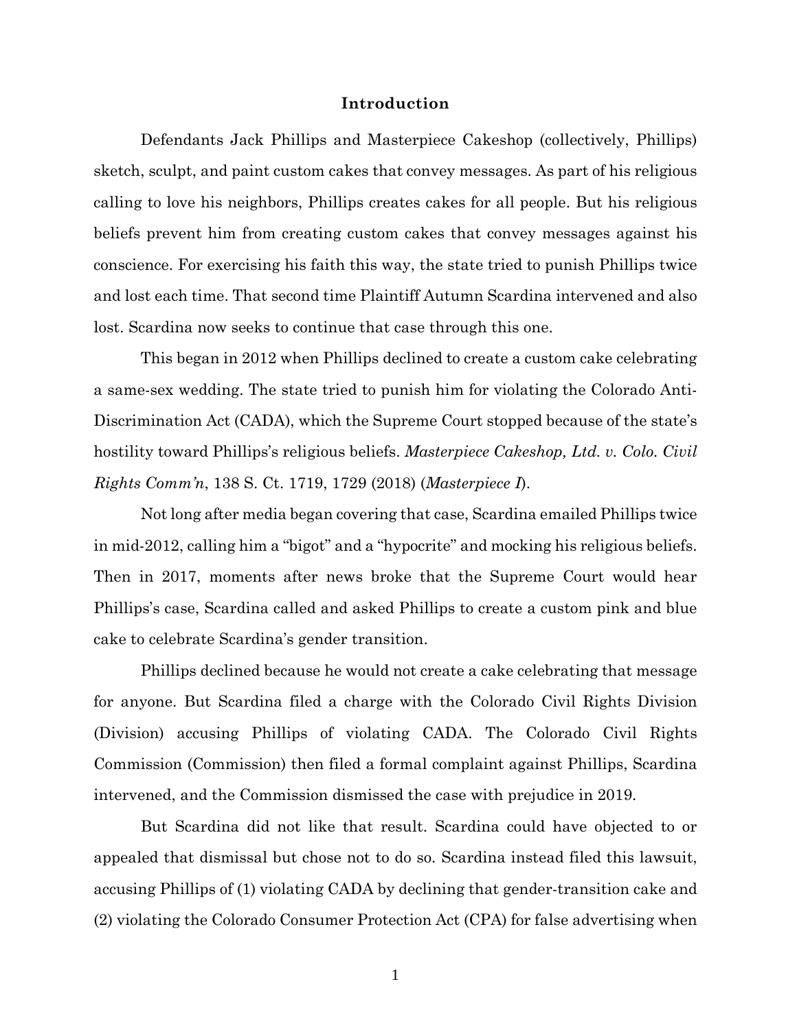## Introduction

Defendants Jack Phillips and Masterpiece Cakeshop (collectively, Phillips) sketch, sculpt, and paint custom cakes that convey messages. As part of his religious calling to love his neighbors, Phillips creates cakes for all people. But his religious beliefs prevent him from creating custom cakes that convey messages against his conscience. For exercising his faith this way, the state tried to punish Phillips twice and lost each time. That second time Plaintiff Autumn Scardina intervened and also lost. Scardina now seeks to continue that case through this one.

This began in 2012 when Phillips declined to create a custom cake celebrating a same-sex wedding. The state tried to punish him for violating the Colorado Anti-Discrimination Act (CADA), which the Supreme Court stopped because of the state's hostility toward Phillips's religious beliefs. *Masterpiece Cakeshop, Ltd. v. Colo. Civil Rights Comm'n*, 138 S. Ct. 1719, 1729 (2018) (*Masterpiece I*).

Not long after media began covering that case, Scardina emailed Phillips twice in mid-2012, calling him a "bigot" and a "hypocrite" and mocking his religious beliefs. Then in 2017, moments after news broke that the Supreme Court would hear Phillips's case, Scardina called and asked Phillips to create a custom pink and blue cake to celebrate Scardina's gender transition.

Phillips declined because he would not create a cake celebrating that message for anyone. But Scardina filed a charge with the Colorado Civil Rights Division (Division) accusing Phillips of violating CADA. The Colorado Civil Rights Commission (Commission) then filed a formal complaint against Phillips, Scardina intervened, and the Commission dismissed the case with prejudice in 2019.

But Scardina did not like that result. Scardina could have objected to or appealed that dismissal but chose not to do so. Scardina instead filed this lawsuit, accusing Phillips of (1) violating CADA by declining that gender-transition cake and (2) violating the Colorado Consumer Protection Act (CPA) for false advertising when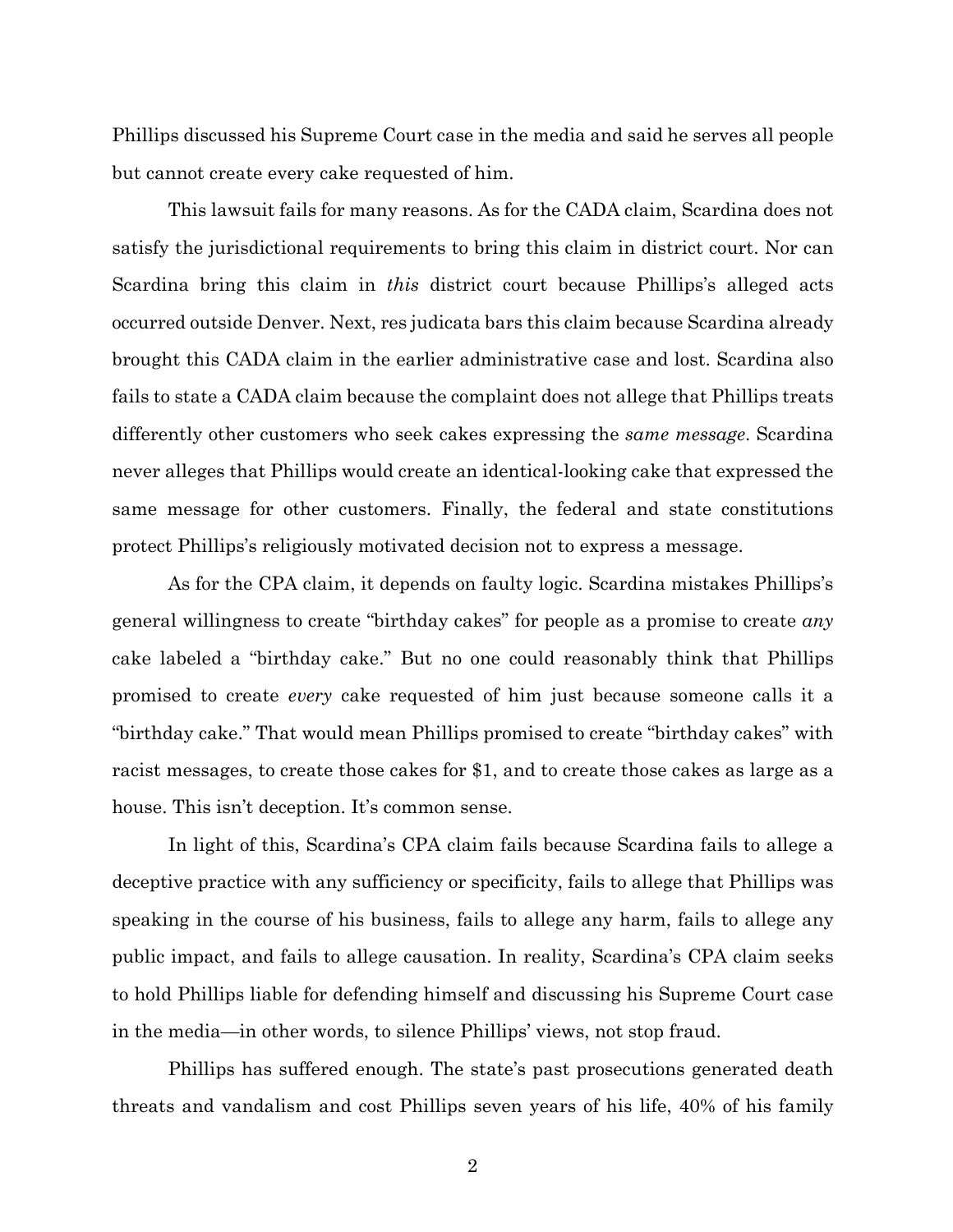Phillips discussed his Supreme Court case in the media and said he serves all people but cannot create every cake requested of him.

This lawsuit fails for many reasons. As for the CADA claim, Scardina does not satisfy the jurisdictional requirements to bring this claim in district court. Nor can Scardina bring this claim in *this* district court because Phillips's alleged acts occurred outside Denver. Next, res judicata bars this claim because Scardina already brought this CADA claim in the earlier administrative case and lost. Scardina also fails to state a CADA claim because the complaint does not allege that Phillips treats differently other customers who seek cakes expressing the *same message*. Scardina never alleges that Phillips would create an identical-looking cake that expressed the same message for other customers. Finally, the federal and state constitutions protect Phillips's religiously motivated decision not to express a message.

As for the CPA claim, it depends on faulty logic. Scardina mistakes Phillips's general willingness to create "birthday cakes" for people as a promise to create *any* cake labeled a "birthday cake." But no one could reasonably think that Phillips promised to create *every* cake requested of him just because someone calls it a "birthday cake." That would mean Phillips promised to create "birthday cakes" with racist messages, to create those cakes for $1, and to create those cakes as large as a house. This isn't deception. It's common sense.

In light of this, Scardina's CPA claim fails because Scardina fails to allege a deceptive practice with any sufficiency or specificity, fails to allege that Phillips was speaking in the course of his business, fails to allege any harm, fails to allege any public impact, and fails to allege causation. In reality, Scardina's CPA claim seeks to hold Phillips liable for defending himself and discussing his Supreme Court case in the media—in other words, to silence Phillips' views, not stop fraud.

Phillips has suffered enough. The state's past prosecutions generated death threats and vandalism and cost Phillips seven years of his life, 40% of his family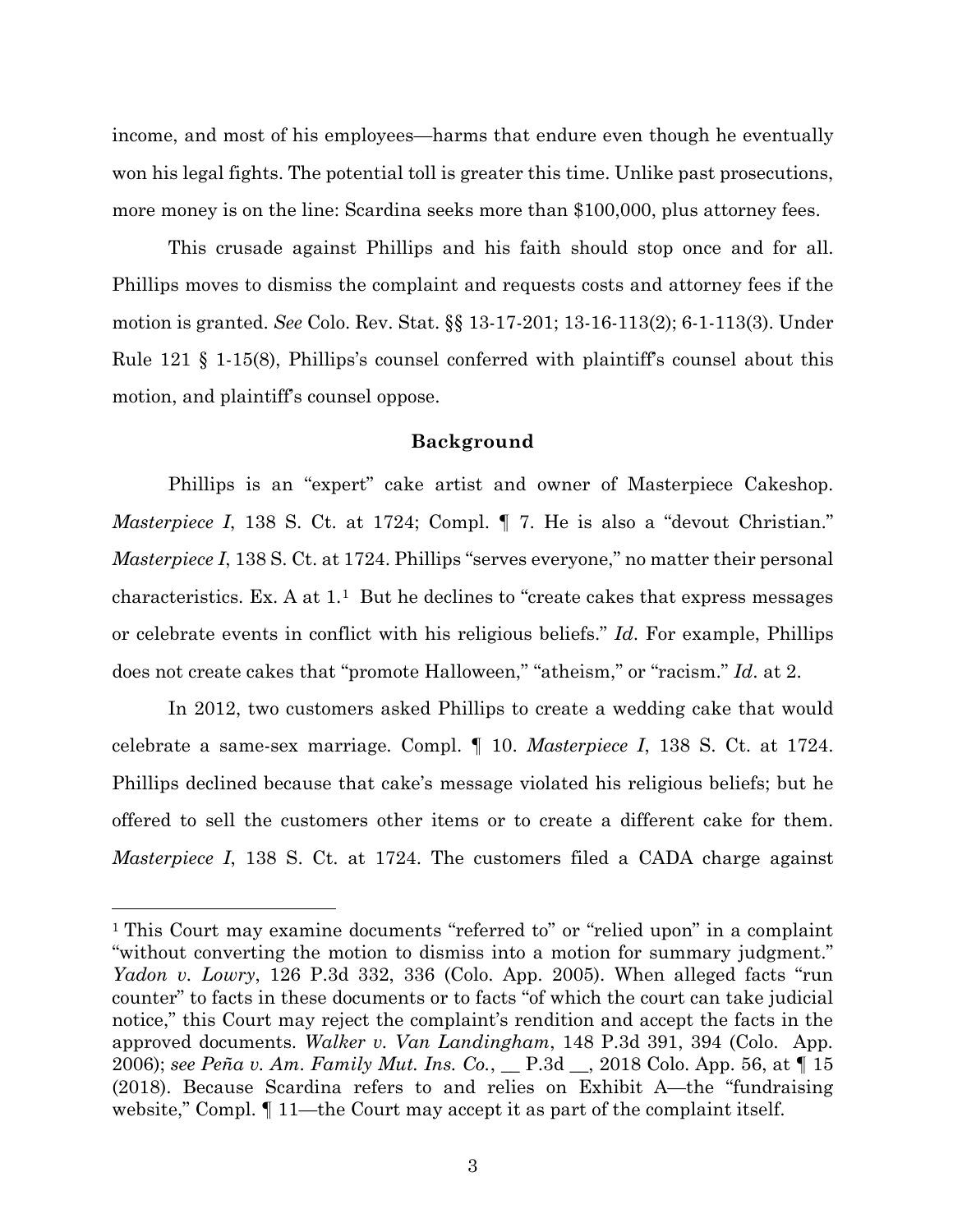income, and most of his employees—harms that endure even though he eventually won his legal fights. The potential toll is greater this time. Unlike past prosecutions, more money is on the line: Scardina seeks more than $100,000, plus attorney fees.

This crusade against Phillips and his faith should stop once and for all. Phillips moves to dismiss the complaint and requests costs and attorney fees if the motion is granted. *See* Colo. Rev. Stat. §§ 13-17-201; 13-16-113(2); 6-1-113(3). Under Rule 121 § 1-15(8), Phillips's counsel conferred with plaintiff's counsel about this motion, and plaintiff's counsel oppose.

## Background

Phillips is an "expert" cake artist and owner of Masterpiece Cakeshop. *Masterpiece I*, 138 S. Ct. at 1724; Compl. ¶ 7. He is also a "devout Christian." *Masterpiece I*, 138 S. Ct. at 1724. Phillips "serves everyone," no matter their personal characteristics. Ex. A at 1.[1] But he declines to "create cakes that express messages or celebrate events in conflict with his religious beliefs." *Id*. For example, Phillips does not create cakes that "promote Halloween," "atheism," or "racism." *Id*. at 2.

In 2012, two customers asked Phillips to create a wedding cake that would celebrate a same-sex marriage. Compl. ¶ 10. *Masterpiece I*, 138 S. Ct. at 1724. Phillips declined because that cake's message violated his religious beliefs; but he offered to sell the customers other items or to create a different cake for them. *Masterpiece I*, 138 S. Ct. at 1724. The customers filed a CADA charge against

---

[1] This Court may examine documents "referred to" or "relied upon" in a complaint "without converting the motion to dismiss into a motion for summary judgment." *Yadon v. Lowry*, 126 P.3d 332, 336 (Colo. App. 2005). When alleged facts "run counter" to facts in these documents or to facts "of which the court can take judicial notice," this Court may reject the complaint's rendition and accept the facts in the approved documents. *Walker v. Van Landingham*, 148 P.3d 391, 394 (Colo. App. 2006); *see Peña v. Am. Family Mut. Ins. Co.*, __ P.3d __, 2018 Colo. App. 56, at ¶ 15 (2018). Because Scardina refers to and relies on Exhibit A—the "fundraising website," Compl. ¶ 11—the Court may accept it as part of the complaint itself.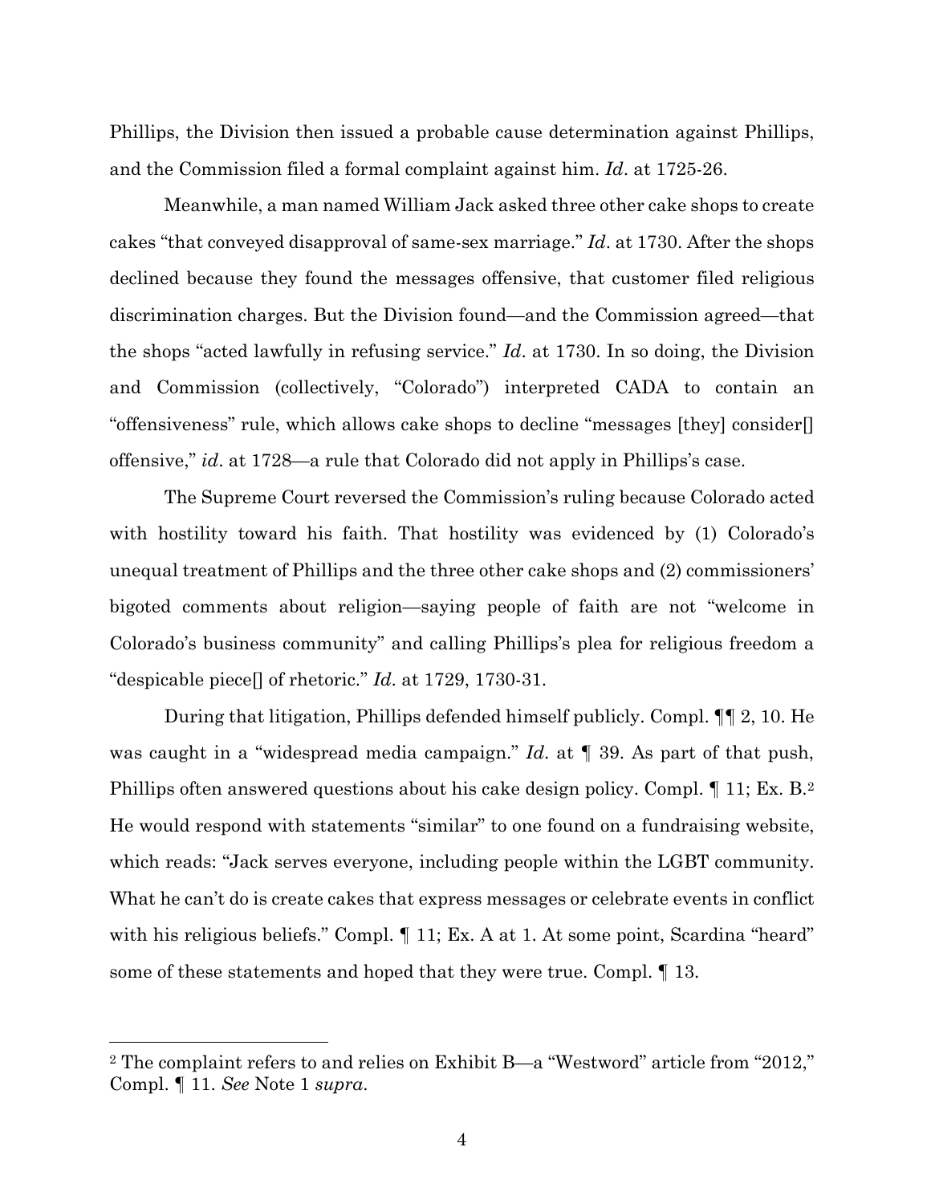Phillips, the Division then issued a probable cause determination against Phillips, and the Commission filed a formal complaint against him. *Id*. at 1725-26.

Meanwhile, a man named William Jack asked three other cake shops to create cakes "that conveyed disapproval of same-sex marriage." *Id*. at 1730. After the shops declined because they found the messages offensive, that customer filed religious discrimination charges. But the Division found—and the Commission agreed—that the shops "acted lawfully in refusing service." *Id*. at 1730. In so doing, the Division and Commission (collectively, "Colorado") interpreted CADA to contain an "offensiveness" rule, which allows cake shops to decline "messages [they] consider[] offensive," *id*. at 1728—a rule that Colorado did not apply in Phillips's case.

The Supreme Court reversed the Commission's ruling because Colorado acted with hostility toward his faith. That hostility was evidenced by (1) Colorado's unequal treatment of Phillips and the three other cake shops and (2) commissioners' bigoted comments about religion—saying people of faith are not "welcome in Colorado's business community" and calling Phillips's plea for religious freedom a "despicable piece[] of rhetoric." *Id*. at 1729, 1730-31.

During that litigation, Phillips defended himself publicly. Compl. ¶¶ 2, 10. He was caught in a "widespread media campaign." *Id*. at ¶ 39. As part of that push, Phillips often answered questions about his cake design policy. Compl. ¶ 11; Ex. B.[2] He would respond with statements "similar" to one found on a fundraising website, which reads: "Jack serves everyone, including people within the LGBT community. What he can't do is create cakes that express messages or celebrate events in conflict with his religious beliefs." Compl. ¶ 11; Ex. A at 1. At some point, Scardina "heard" some of these statements and hoped that they were true. Compl. ¶ 13.

---

[2] The complaint refers to and relies on Exhibit B—a "Westword" article from "2012," Compl. ¶ 11. *See* Note 1 *supra*.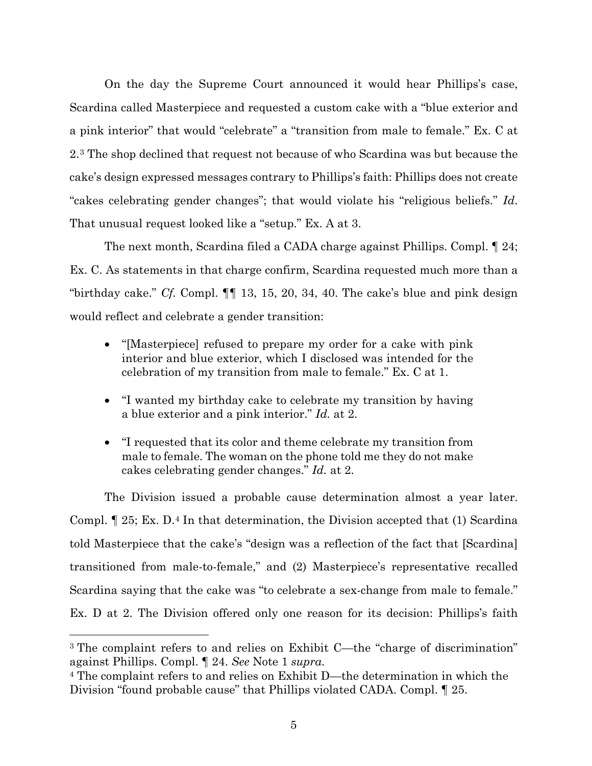On the day the Supreme Court announced it would hear Phillips's case, Scardina called Masterpiece and requested a custom cake with a "blue exterior and a pink interior" that would "celebrate" a "transition from male to female." Ex. C at 2.[3] The shop declined that request not because of who Scardina was but because the cake's design expressed messages contrary to Phillips's faith: Phillips does not create "cakes celebrating gender changes"; that would violate his "religious beliefs." *Id*. That unusual request looked like a "setup." Ex. A at 3.

The next month, Scardina filed a CADA charge against Phillips. Compl. ¶ 24; Ex. C. As statements in that charge confirm, Scardina requested much more than a "birthday cake." *Cf.* Compl. ¶¶ 13, 15, 20, 34, 40. The cake's blue and pink design would reflect and celebrate a gender transition:

- "[Masterpiece] refused to prepare my order for a cake with pink interior and blue exterior, which I disclosed was intended for the celebration of my transition from male to female." Ex. C at 1.
- "I wanted my birthday cake to celebrate my transition by having a blue exterior and a pink interior." *Id.* at 2.
- "I requested that its color and theme celebrate my transition from male to female. The woman on the phone told me they do not make cakes celebrating gender changes." *Id.* at 2.

The Division issued a probable cause determination almost a year later. Compl. ¶ 25; Ex. D.[4] In that determination, the Division accepted that (1) Scardina told Masterpiece that the cake's "design was a reflection of the fact that [Scardina] transitioned from male-to-female," and (2) Masterpiece's representative recalled Scardina saying that the cake was "to celebrate a sex-change from male to female." Ex. D at 2. The Division offered only one reason for its decision: Phillips's faith

---

[3] The complaint refers to and relies on Exhibit C—the "charge of discrimination" against Phillips. Compl. ¶ 24. *See* Note 1 *supra*.

[4] The complaint refers to and relies on Exhibit D—the determination in which the Division "found probable cause" that Phillips violated CADA. Compl. ¶ 25.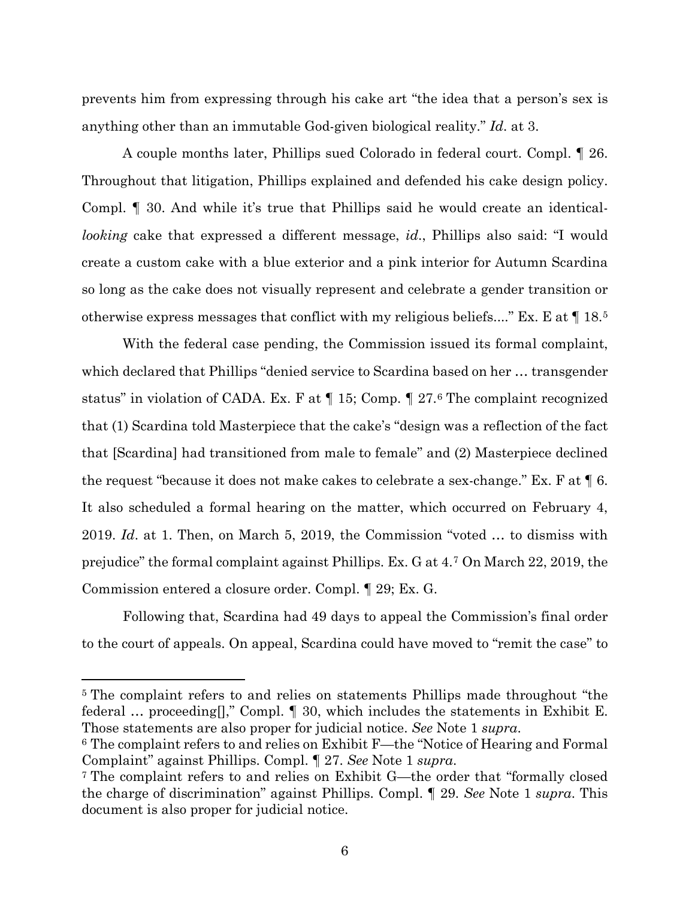prevents him from expressing through his cake art "the idea that a person's sex is anything other than an immutable God-given biological reality." *Id*. at 3.

A couple months later, Phillips sued Colorado in federal court. Compl. ¶ 26. Throughout that litigation, Phillips explained and defended his cake design policy. Compl. ¶ 30. And while it's true that Phillips said he would create an identical-*looking* cake that expressed a different message, *id*., Phillips also said: "I would create a custom cake with a blue exterior and a pink interior for Autumn Scardina so long as the cake does not visually represent and celebrate a gender transition or otherwise express messages that conflict with my religious beliefs...." Ex. E at ¶ 18.[5]

With the federal case pending, the Commission issued its formal complaint, which declared that Phillips "denied service to Scardina based on her … transgender status" in violation of CADA. Ex. F at ¶ 15; Comp. ¶ 27.[6] The complaint recognized that (1) Scardina told Masterpiece that the cake's "design was a reflection of the fact that [Scardina] had transitioned from male to female" and (2) Masterpiece declined the request "because it does not make cakes to celebrate a sex-change." Ex. F at ¶ 6. It also scheduled a formal hearing on the matter, which occurred on February 4, 2019. *Id*. at 1. Then, on March 5, 2019, the Commission "voted … to dismiss with prejudice" the formal complaint against Phillips. Ex. G at 4.[7] On March 22, 2019, the Commission entered a closure order. Compl. ¶ 29; Ex. G.

Following that, Scardina had 49 days to appeal the Commission's final order to the court of appeals. On appeal, Scardina could have moved to "remit the case" to

---

[5] The complaint refers to and relies on statements Phillips made throughout "the federal … proceeding[]," Compl. ¶ 30, which includes the statements in Exhibit E. Those statements are also proper for judicial notice. *See* Note 1 *supra*.

[6] The complaint refers to and relies on Exhibit F—the "Notice of Hearing and Formal Complaint" against Phillips. Compl. ¶ 27. *See* Note 1 *supra*.

[7] The complaint refers to and relies on Exhibit G—the order that "formally closed the charge of discrimination" against Phillips. Compl. ¶ 29. *See* Note 1 *supra*. This document is also proper for judicial notice.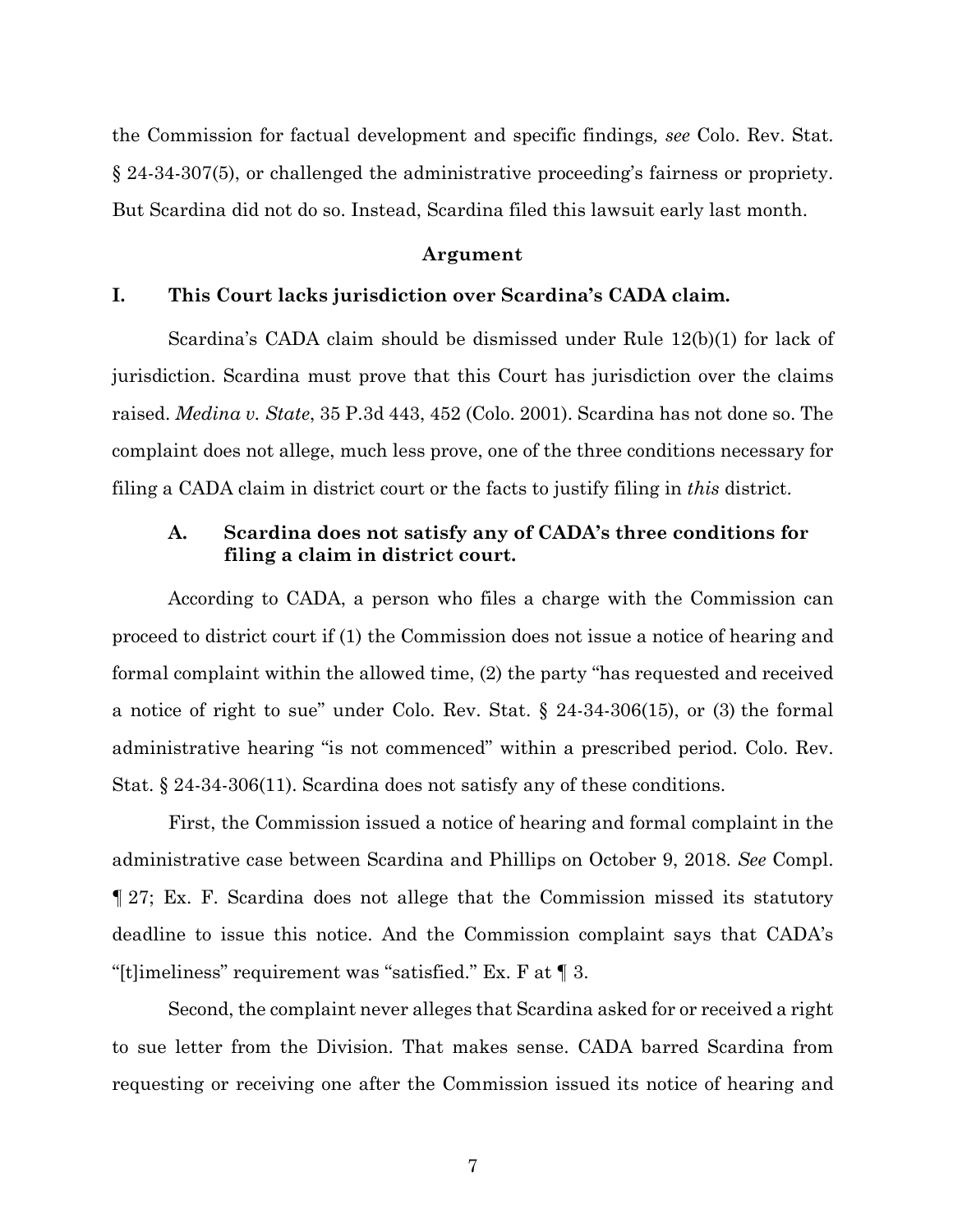the Commission for factual development and specific findings*, see* Colo. Rev. Stat. § 24-34-307(5), or challenged the administrative proceeding's fairness or propriety. But Scardina did not do so. Instead, Scardina filed this lawsuit early last month.

## Argument

### I. This Court lacks jurisdiction over Scardina's CADA claim.

Scardina's CADA claim should be dismissed under Rule 12(b)(1) for lack of jurisdiction. Scardina must prove that this Court has jurisdiction over the claims raised. *Medina v. State*, 35 P.3d 443, 452 (Colo. 2001). Scardina has not done so. The complaint does not allege, much less prove, one of the three conditions necessary for filing a CADA claim in district court or the facts to justify filing in *this* district.

#### A. Scardina does not satisfy any of CADA's three conditions for filing a claim in district court.

According to CADA, a person who files a charge with the Commission can proceed to district court if (1) the Commission does not issue a notice of hearing and formal complaint within the allowed time, (2) the party "has requested and received a notice of right to sue" under Colo. Rev. Stat. § 24-34-306(15), or (3) the formal administrative hearing "is not commenced" within a prescribed period. Colo. Rev. Stat. § 24-34-306(11). Scardina does not satisfy any of these conditions.

First, the Commission issued a notice of hearing and formal complaint in the administrative case between Scardina and Phillips on October 9, 2018. *See* Compl. ¶ 27; Ex. F. Scardina does not allege that the Commission missed its statutory deadline to issue this notice. And the Commission complaint says that CADA's "[t]imeliness" requirement was "satisfied." Ex. F at ¶ 3.

Second, the complaint never alleges that Scardina asked for or received a right to sue letter from the Division. That makes sense. CADA barred Scardina from requesting or receiving one after the Commission issued its notice of hearing and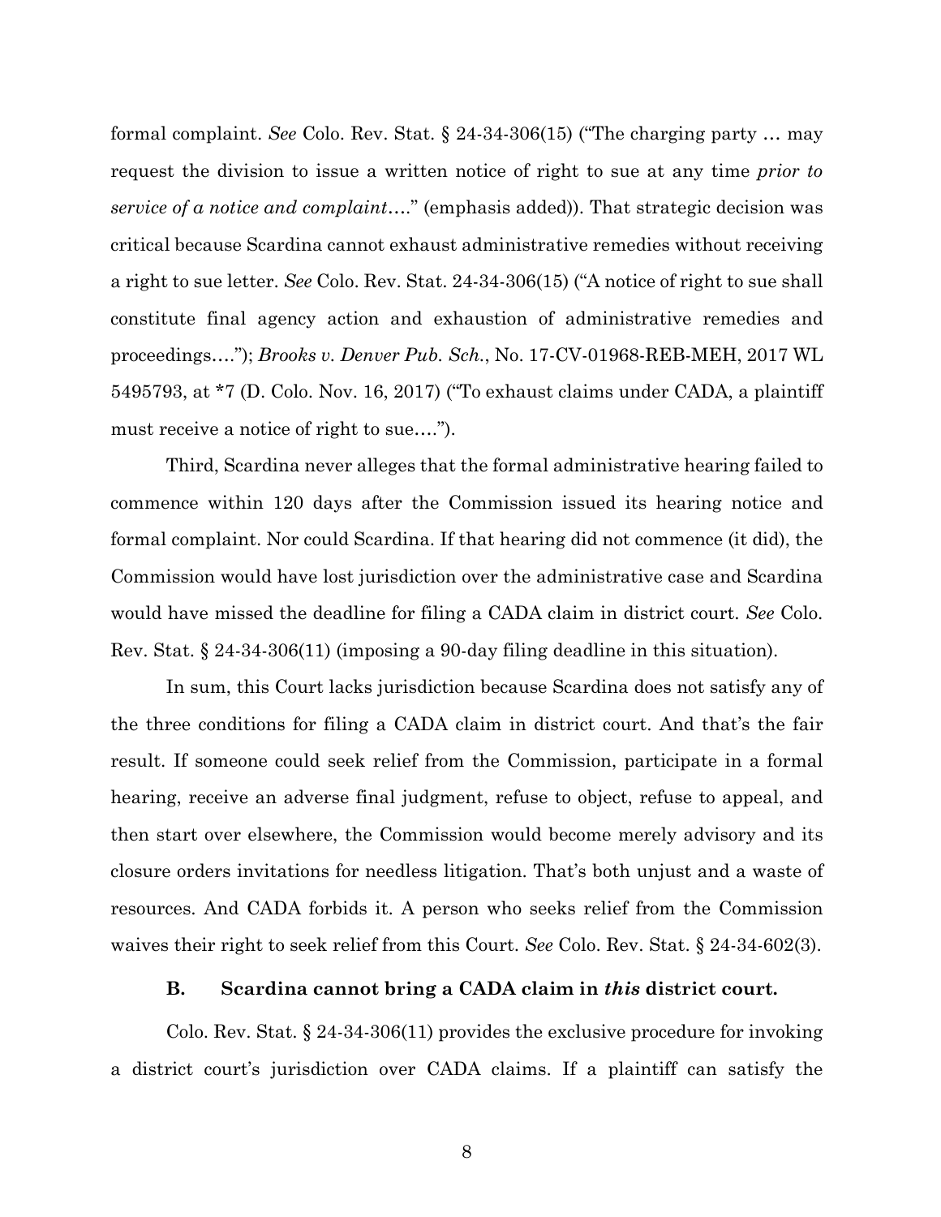formal complaint. *See* Colo. Rev. Stat. § 24-34-306(15) ("The charging party … may request the division to issue a written notice of right to sue at any time *prior to service of a notice and complaint*…." (emphasis added)). That strategic decision was critical because Scardina cannot exhaust administrative remedies without receiving a right to sue letter. *See* Colo. Rev. Stat. 24-34-306(15) ("A notice of right to sue shall constitute final agency action and exhaustion of administrative remedies and proceedings…."); *Brooks v. Denver Pub. Sch.*, No. 17-CV-01968-REB-MEH, 2017 WL 5495793, at *7 (D. Colo. Nov. 16, 2017) ("To exhaust claims under CADA, a plaintiff must receive a notice of right to sue….").

Third, Scardina never alleges that the formal administrative hearing failed to commence within 120 days after the Commission issued its hearing notice and formal complaint. Nor could Scardina. If that hearing did not commence (it did), the Commission would have lost jurisdiction over the administrative case and Scardina would have missed the deadline for filing a CADA claim in district court. *See* Colo. Rev. Stat. § 24-34-306(11) (imposing a 90-day filing deadline in this situation).

In sum, this Court lacks jurisdiction because Scardina does not satisfy any of the three conditions for filing a CADA claim in district court. And that's the fair result. If someone could seek relief from the Commission, participate in a formal hearing, receive an adverse final judgment, refuse to object, refuse to appeal, and then start over elsewhere, the Commission would become merely advisory and its closure orders invitations for needless litigation. That's both unjust and a waste of resources. And CADA forbids it. A person who seeks relief from the Commission waives their right to seek relief from this Court. *See* Colo. Rev. Stat. § 24-34-602(3).

### B. Scardina cannot bring a CADA claim in *this* district court.

Colo. Rev. Stat. § 24-34-306(11) provides the exclusive procedure for invoking a district court's jurisdiction over CADA claims. If a plaintiff can satisfy the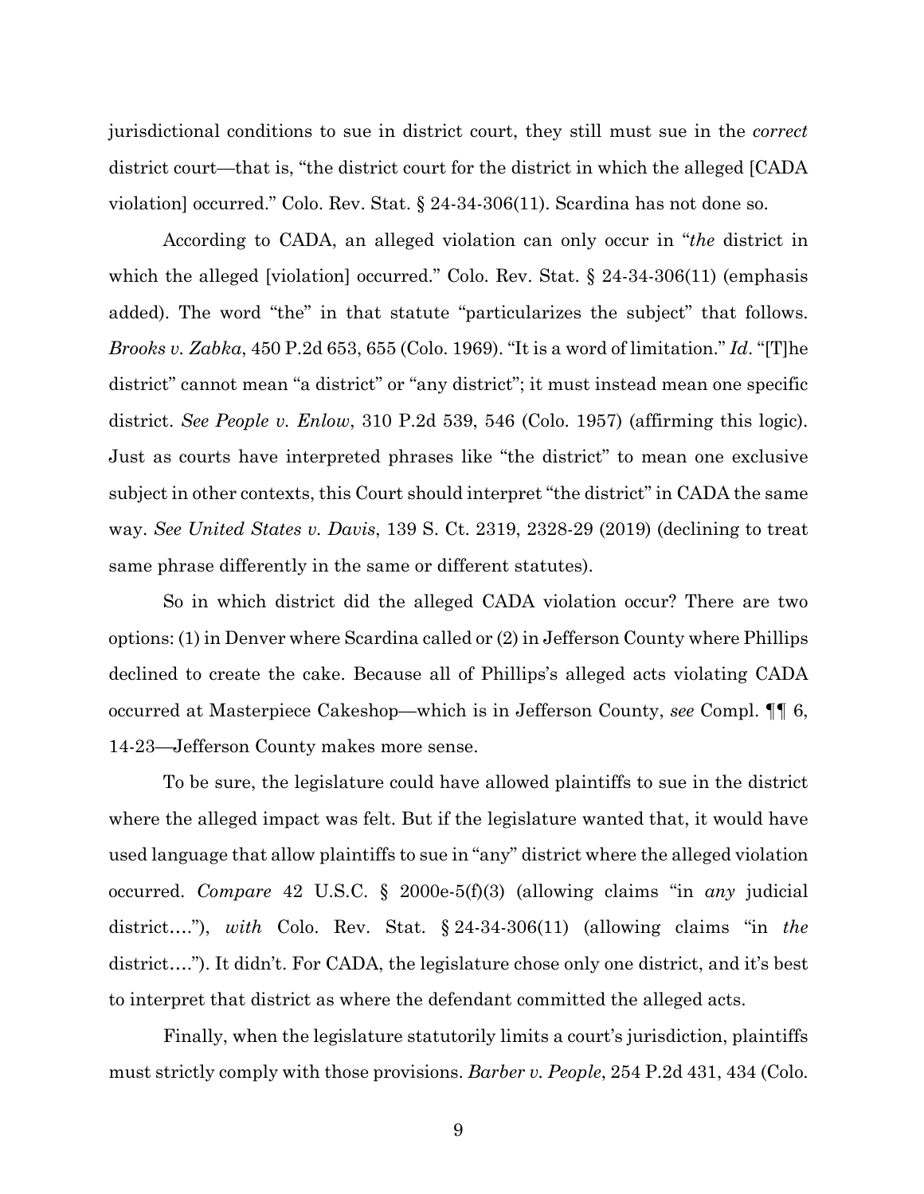jurisdictional conditions to sue in district court, they still must sue in the *correct* district court—that is, "the district court for the district in which the alleged [CADA violation] occurred." Colo. Rev. Stat. § 24-34-306(11). Scardina has not done so.

According to CADA, an alleged violation can only occur in "*the* district in which the alleged [violation] occurred." Colo. Rev. Stat. § 24-34-306(11) (emphasis added). The word "the" in that statute "particularizes the subject" that follows. *Brooks v. Zabka*, 450 P.2d 653, 655 (Colo. 1969). "It is a word of limitation." *Id*. "[T]he district" cannot mean "a district" or "any district"; it must instead mean one specific district. *See People v. Enlow*, 310 P.2d 539, 546 (Colo. 1957) (affirming this logic). Just as courts have interpreted phrases like "the district" to mean one exclusive subject in other contexts, this Court should interpret "the district" in CADA the same way. *See United States v. Davis*, 139 S. Ct. 2319, 2328-29 (2019) (declining to treat same phrase differently in the same or different statutes).

So in which district did the alleged CADA violation occur? There are two options: (1) in Denver where Scardina called or (2) in Jefferson County where Phillips declined to create the cake. Because all of Phillips's alleged acts violating CADA occurred at Masterpiece Cakeshop—which is in Jefferson County, *see* Compl. ¶¶ 6, 14-23—Jefferson County makes more sense.

To be sure, the legislature could have allowed plaintiffs to sue in the district where the alleged impact was felt. But if the legislature wanted that, it would have used language that allow plaintiffs to sue in "any" district where the alleged violation occurred. *Compare* 42 U.S.C. § 2000e-5(f)(3) (allowing claims "in *any* judicial district…."), *with* Colo. Rev. Stat. § 24-34-306(11) (allowing claims "in *the* district…."). It didn't. For CADA, the legislature chose only one district, and it's best to interpret that district as where the defendant committed the alleged acts.

Finally, when the legislature statutorily limits a court's jurisdiction, plaintiffs must strictly comply with those provisions. *Barber v. People*, 254 P.2d 431, 434 (Colo.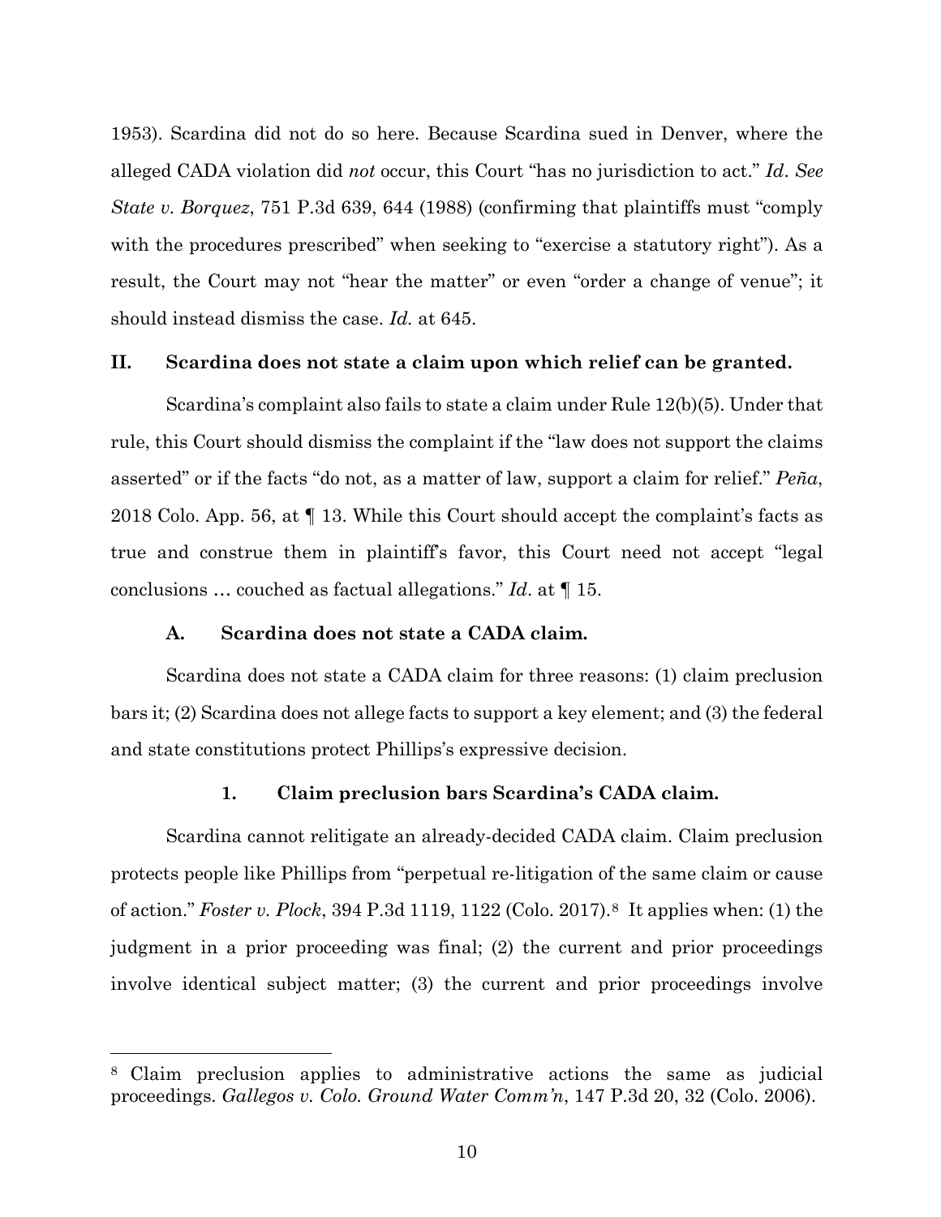1953). Scardina did not do so here. Because Scardina sued in Denver, where the alleged CADA violation did *not* occur, this Court "has no jurisdiction to act." *Id*. *See State v. Borquez*, 751 P.3d 639, 644 (1988) (confirming that plaintiffs must "comply with the procedures prescribed" when seeking to "exercise a statutory right"). As a result, the Court may not "hear the matter" or even "order a change of venue"; it should instead dismiss the case. *Id.* at 645.

## II. Scardina does not state a claim upon which relief can be granted.

Scardina's complaint also fails to state a claim under Rule 12(b)(5). Under that rule, this Court should dismiss the complaint if the "law does not support the claims asserted" or if the facts "do not, as a matter of law, support a claim for relief." *Peña*, 2018 Colo. App. 56, at ¶ 13. While this Court should accept the complaint's facts as true and construe them in plaintiff's favor, this Court need not accept "legal conclusions … couched as factual allegations." *Id*. at ¶ 15.

### A. Scardina does not state a CADA claim.

Scardina does not state a CADA claim for three reasons: (1) claim preclusion bars it; (2) Scardina does not allege facts to support a key element; and (3) the federal and state constitutions protect Phillips's expressive decision.

#### 1. Claim preclusion bars Scardina's CADA claim.

Scardina cannot relitigate an already-decided CADA claim. Claim preclusion protects people like Phillips from "perpetual re-litigation of the same claim or cause of action." *Foster v. Plock*, 394 P.3d 1119, 1122 (Colo. 2017).[8] It applies when: (1) the judgment in a prior proceeding was final; (2) the current and prior proceedings involve identical subject matter; (3) the current and prior proceedings involve

---

[8] Claim preclusion applies to administrative actions the same as judicial proceedings. *Gallegos v. Colo. Ground Water Comm'n*, 147 P.3d 20, 32 (Colo. 2006).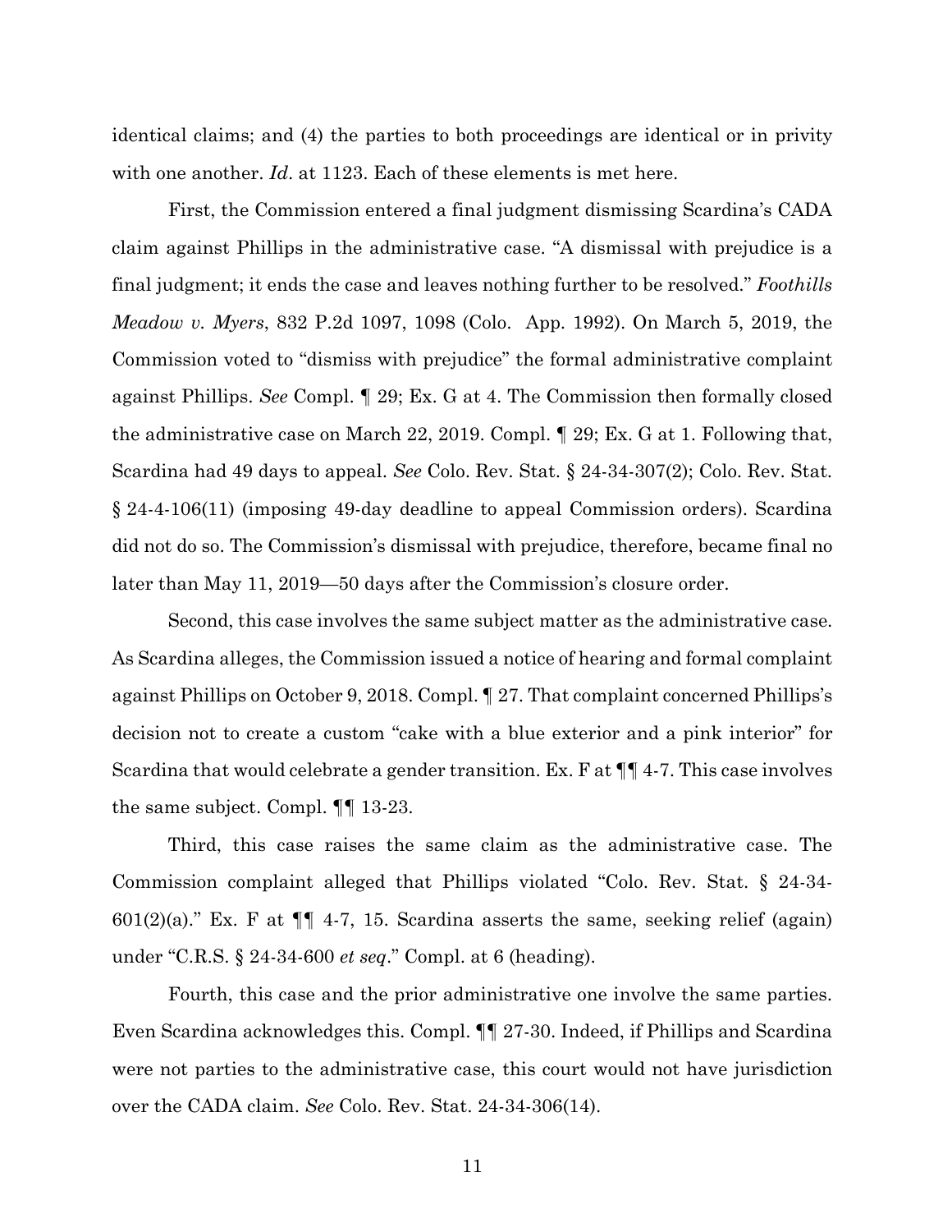identical claims; and (4) the parties to both proceedings are identical or in privity with one another. *Id*. at 1123. Each of these elements is met here.

First, the Commission entered a final judgment dismissing Scardina's CADA claim against Phillips in the administrative case. "A dismissal with prejudice is a final judgment; it ends the case and leaves nothing further to be resolved." *Foothills Meadow v. Myers*, 832 P.2d 1097, 1098 (Colo. App. 1992). On March 5, 2019, the Commission voted to "dismiss with prejudice" the formal administrative complaint against Phillips. *See* Compl. ¶ 29; Ex. G at 4. The Commission then formally closed the administrative case on March 22, 2019. Compl. ¶ 29; Ex. G at 1. Following that, Scardina had 49 days to appeal. *See* Colo. Rev. Stat. § 24-34-307(2); Colo. Rev. Stat. § 24-4-106(11) (imposing 49-day deadline to appeal Commission orders). Scardina did not do so. The Commission's dismissal with prejudice, therefore, became final no later than May 11, 2019—50 days after the Commission's closure order.

Second, this case involves the same subject matter as the administrative case. As Scardina alleges, the Commission issued a notice of hearing and formal complaint against Phillips on October 9, 2018. Compl. ¶ 27. That complaint concerned Phillips's decision not to create a custom "cake with a blue exterior and a pink interior" for Scardina that would celebrate a gender transition. Ex. F at ¶¶ 4-7. This case involves the same subject. Compl. ¶¶ 13-23.

Third, this case raises the same claim as the administrative case. The Commission complaint alleged that Phillips violated "Colo. Rev. Stat. § 24-34-601(2)(a)." Ex. F at ¶¶ 4-7, 15. Scardina asserts the same, seeking relief (again) under "C.R.S. § 24-34-600 *et seq*." Compl. at 6 (heading).

Fourth, this case and the prior administrative one involve the same parties. Even Scardina acknowledges this. Compl. ¶¶ 27-30. Indeed, if Phillips and Scardina were not parties to the administrative case, this court would not have jurisdiction over the CADA claim. *See* Colo. Rev. Stat. 24-34-306(14).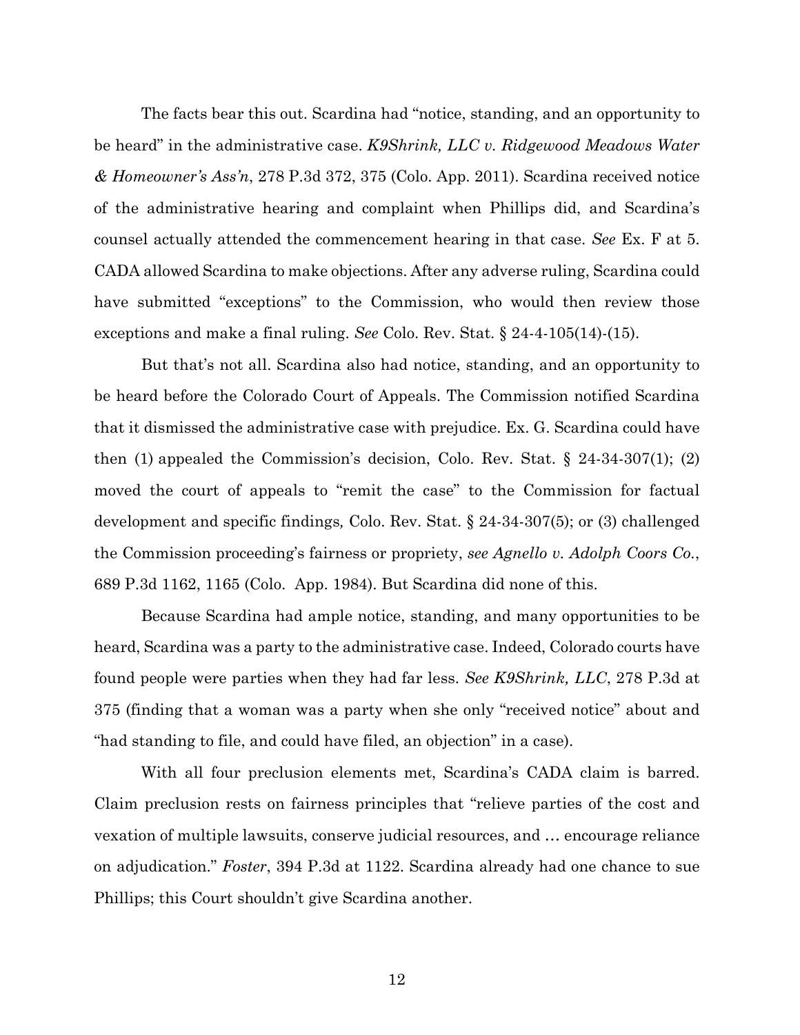The facts bear this out. Scardina had "notice, standing, and an opportunity to be heard" in the administrative case. *K9Shrink, LLC v. Ridgewood Meadows Water & Homeowner's Ass'n*, 278 P.3d 372, 375 (Colo. App. 2011). Scardina received notice of the administrative hearing and complaint when Phillips did, and Scardina's counsel actually attended the commencement hearing in that case. *See* Ex. F at 5. CADA allowed Scardina to make objections. After any adverse ruling, Scardina could have submitted "exceptions" to the Commission, who would then review those exceptions and make a final ruling. *See* Colo. Rev. Stat. § 24-4-105(14)-(15).

But that's not all. Scardina also had notice, standing, and an opportunity to be heard before the Colorado Court of Appeals. The Commission notified Scardina that it dismissed the administrative case with prejudice. Ex. G. Scardina could have then (1) appealed the Commission's decision, Colo. Rev. Stat. § 24-34-307(1); (2) moved the court of appeals to "remit the case" to the Commission for factual development and specific findings, Colo. Rev. Stat. § 24-34-307(5); or (3) challenged the Commission proceeding's fairness or propriety, *see Agnello v. Adolph Coors Co.*, 689 P.3d 1162, 1165 (Colo. App. 1984). But Scardina did none of this.

Because Scardina had ample notice, standing, and many opportunities to be heard, Scardina was a party to the administrative case. Indeed, Colorado courts have found people were parties when they had far less. *See K9Shrink, LLC*, 278 P.3d at 375 (finding that a woman was a party when she only "received notice" about and "had standing to file, and could have filed, an objection" in a case).

With all four preclusion elements met, Scardina's CADA claim is barred. Claim preclusion rests on fairness principles that "relieve parties of the cost and vexation of multiple lawsuits, conserve judicial resources, and … encourage reliance on adjudication." *Foster*, 394 P.3d at 1122. Scardina already had one chance to sue Phillips; this Court shouldn't give Scardina another.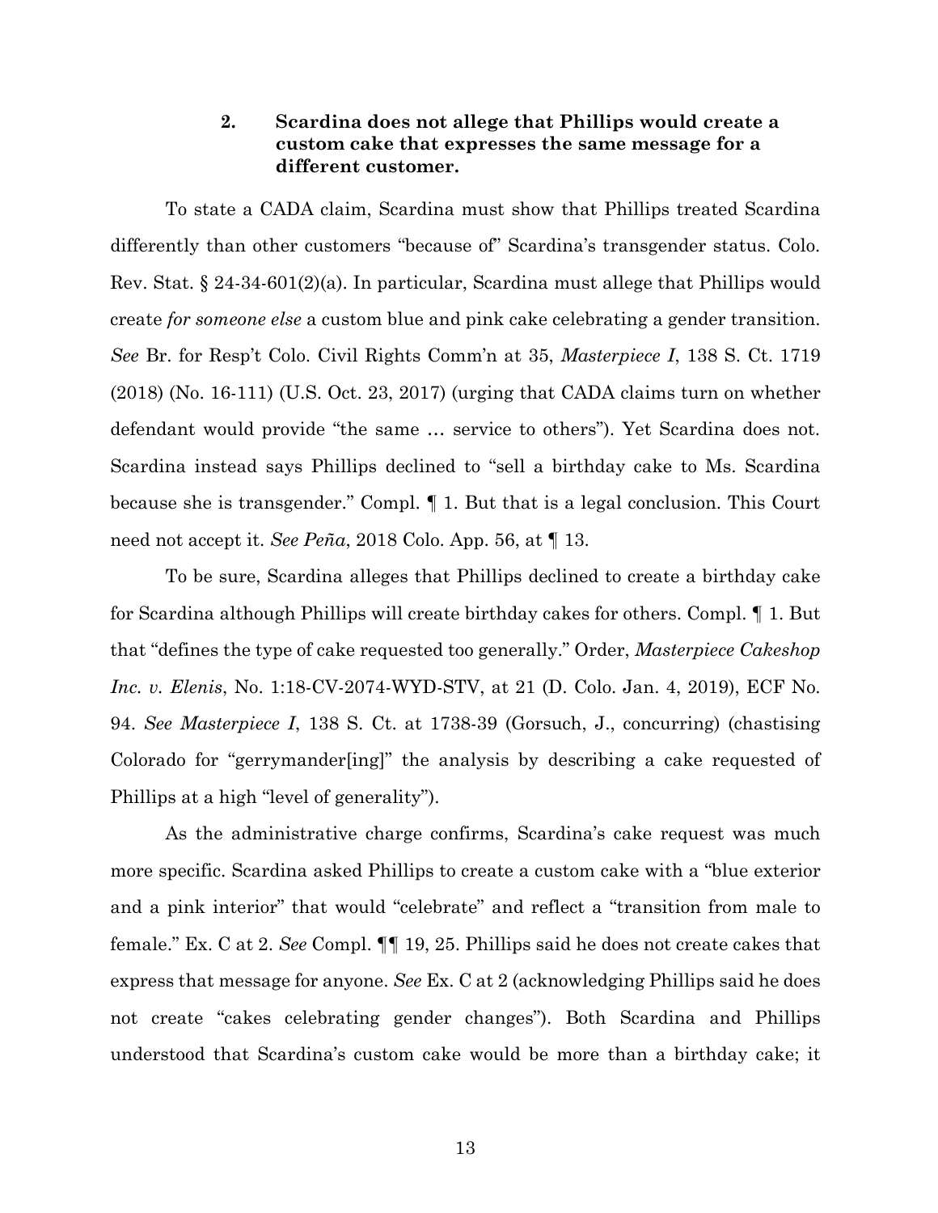### 2. Scardina does not allege that Phillips would create a custom cake that expresses the same message for a different customer.

To state a CADA claim, Scardina must show that Phillips treated Scardina differently than other customers "because of" Scardina's transgender status. Colo. Rev. Stat. § 24-34-601(2)(a). In particular, Scardina must allege that Phillips would create *for someone else* a custom blue and pink cake celebrating a gender transition. *See* Br. for Resp't Colo. Civil Rights Comm'n at 35, *Masterpiece I*, 138 S. Ct. 1719 (2018) (No. 16-111) (U.S. Oct. 23, 2017) (urging that CADA claims turn on whether defendant would provide "the same … service to others"). Yet Scardina does not. Scardina instead says Phillips declined to "sell a birthday cake to Ms. Scardina because she is transgender." Compl. ¶ 1. But that is a legal conclusion. This Court need not accept it. *See Peña*, 2018 Colo. App. 56, at ¶ 13.

To be sure, Scardina alleges that Phillips declined to create a birthday cake for Scardina although Phillips will create birthday cakes for others. Compl. ¶ 1. But that "defines the type of cake requested too generally." Order, *Masterpiece Cakeshop Inc. v. Elenis*, No. 1:18-CV-2074-WYD-STV, at 21 (D. Colo. Jan. 4, 2019), ECF No. 94. *See Masterpiece I*, 138 S. Ct. at 1738-39 (Gorsuch, J., concurring) (chastising Colorado for "gerrymander[ing]" the analysis by describing a cake requested of Phillips at a high "level of generality").

As the administrative charge confirms, Scardina's cake request was much more specific. Scardina asked Phillips to create a custom cake with a "blue exterior and a pink interior" that would "celebrate" and reflect a "transition from male to female." Ex. C at 2. *See* Compl. ¶¶ 19, 25. Phillips said he does not create cakes that express that message for anyone. *See* Ex. C at 2 (acknowledging Phillips said he does not create "cakes celebrating gender changes"). Both Scardina and Phillips understood that Scardina's custom cake would be more than a birthday cake; it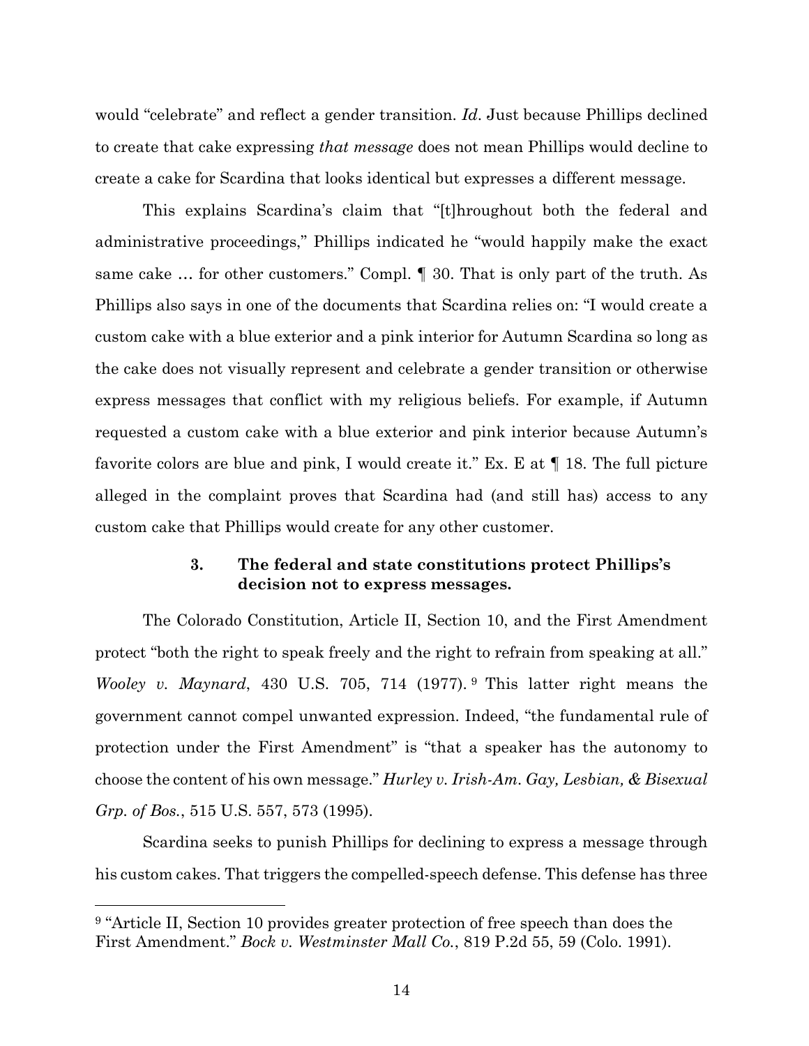would "celebrate" and reflect a gender transition. *Id*. Just because Phillips declined to create that cake expressing *that message* does not mean Phillips would decline to create a cake for Scardina that looks identical but expresses a different message.

This explains Scardina's claim that "[t]hroughout both the federal and administrative proceedings," Phillips indicated he "would happily make the exact same cake … for other customers." Compl. ¶ 30. That is only part of the truth. As Phillips also says in one of the documents that Scardina relies on: "I would create a custom cake with a blue exterior and a pink interior for Autumn Scardina so long as the cake does not visually represent and celebrate a gender transition or otherwise express messages that conflict with my religious beliefs. For example, if Autumn requested a custom cake with a blue exterior and pink interior because Autumn's favorite colors are blue and pink, I would create it." Ex. E at ¶ 18. The full picture alleged in the complaint proves that Scardina had (and still has) access to any custom cake that Phillips would create for any other customer.

### 3. The federal and state constitutions protect Phillips's decision not to express messages.

The Colorado Constitution, Article II, Section 10, and the First Amendment protect "both the right to speak freely and the right to refrain from speaking at all." *Wooley v. Maynard*, 430 U.S. 705, 714 (1977).[9] This latter right means the government cannot compel unwanted expression. Indeed, "the fundamental rule of protection under the First Amendment" is "that a speaker has the autonomy to choose the content of his own message." *Hurley v. Irish-Am. Gay, Lesbian, & Bisexual Grp. of Bos.*, 515 U.S. 557, 573 (1995).

Scardina seeks to punish Phillips for declining to express a message through his custom cakes. That triggers the compelled-speech defense. This defense has three

[9] "Article II, Section 10 provides greater protection of free speech than does the First Amendment." *Bock v. Westminster Mall Co.*, 819 P.2d 55, 59 (Colo. 1991).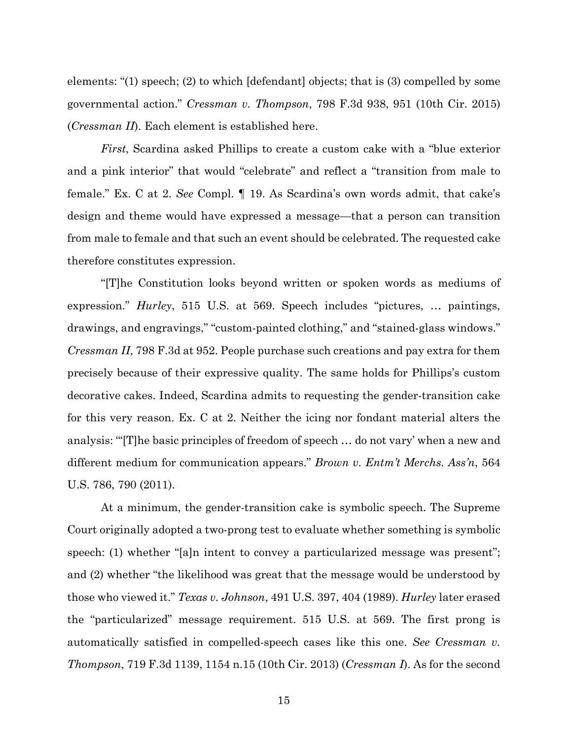elements: "(1) speech; (2) to which [defendant] objects; that is (3) compelled by some governmental action." *Cressman v. Thompson*, 798 F.3d 938, 951 (10th Cir. 2015) (*Cressman II*). Each element is established here.

*First*, Scardina asked Phillips to create a custom cake with a "blue exterior and a pink interior" that would "celebrate" and reflect a "transition from male to female." Ex. C at 2. *See* Compl. ¶ 19. As Scardina's own words admit, that cake's design and theme would have expressed a message—that a person can transition from male to female and that such an event should be celebrated. The requested cake therefore constitutes expression.

"[T]he Constitution looks beyond written or spoken words as mediums of expression." *Hurley*, 515 U.S. at 569. Speech includes "pictures, … paintings, drawings, and engravings," "custom-painted clothing," and "stained-glass windows." *Cressman II*, 798 F.3d at 952. People purchase such creations and pay extra for them precisely because of their expressive quality. The same holds for Phillips's custom decorative cakes. Indeed, Scardina admits to requesting the gender-transition cake for this very reason. Ex. C at 2. Neither the icing nor fondant material alters the analysis: "'[T]he basic principles of freedom of speech … do not vary' when a new and different medium for communication appears." *Brown v. Entm't Merchs. Ass'n*, 564 U.S. 786, 790 (2011).

At a minimum, the gender-transition cake is symbolic speech. The Supreme Court originally adopted a two-prong test to evaluate whether something is symbolic speech: (1) whether "[a]n intent to convey a particularized message was present"; and (2) whether "the likelihood was great that the message would be understood by those who viewed it." *Texas v. Johnson*, 491 U.S. 397, 404 (1989). *Hurley* later erased the "particularized" message requirement. 515 U.S. at 569. The first prong is automatically satisfied in compelled-speech cases like this one. *See Cressman v. Thompson*, 719 F.3d 1139, 1154 n.15 (10th Cir. 2013) (*Cressman I*). As for the second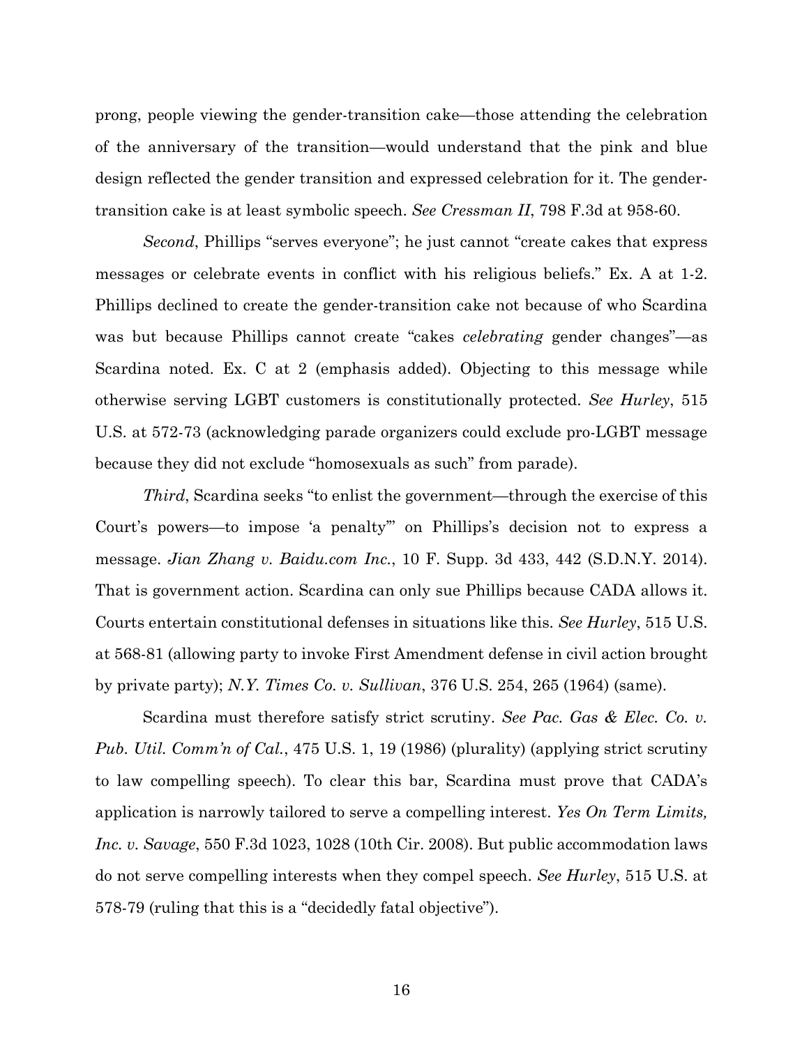prong, people viewing the gender-transition cake—those attending the celebration of the anniversary of the transition—would understand that the pink and blue design reflected the gender transition and expressed celebration for it. The gender-transition cake is at least symbolic speech. *See Cressman II*, 798 F.3d at 958-60.

*Second*, Phillips "serves everyone"; he just cannot "create cakes that express messages or celebrate events in conflict with his religious beliefs." Ex. A at 1-2. Phillips declined to create the gender-transition cake not because of who Scardina was but because Phillips cannot create "cakes *celebrating* gender changes"—as Scardina noted. Ex. C at 2 (emphasis added). Objecting to this message while otherwise serving LGBT customers is constitutionally protected. *See Hurley*, 515 U.S. at 572-73 (acknowledging parade organizers could exclude pro-LGBT message because they did not exclude "homosexuals as such" from parade).

*Third*, Scardina seeks "to enlist the government—through the exercise of this Court's powers—to impose 'a penalty'" on Phillips's decision not to express a message. *Jian Zhang v. Baidu.com Inc.*, 10 F. Supp. 3d 433, 442 (S.D.N.Y. 2014). That is government action. Scardina can only sue Phillips because CADA allows it. Courts entertain constitutional defenses in situations like this. *See Hurley*, 515 U.S. at 568-81 (allowing party to invoke First Amendment defense in civil action brought by private party); *N.Y. Times Co. v. Sullivan*, 376 U.S. 254, 265 (1964) (same).

Scardina must therefore satisfy strict scrutiny. *See Pac. Gas & Elec. Co. v. Pub. Util. Comm'n of Cal.*, 475 U.S. 1, 19 (1986) (plurality) (applying strict scrutiny to law compelling speech). To clear this bar, Scardina must prove that CADA's application is narrowly tailored to serve a compelling interest. *Yes On Term Limits, Inc. v. Savage*, 550 F.3d 1023, 1028 (10th Cir. 2008). But public accommodation laws do not serve compelling interests when they compel speech. *See Hurley*, 515 U.S. at 578-79 (ruling that this is a "decidedly fatal objective").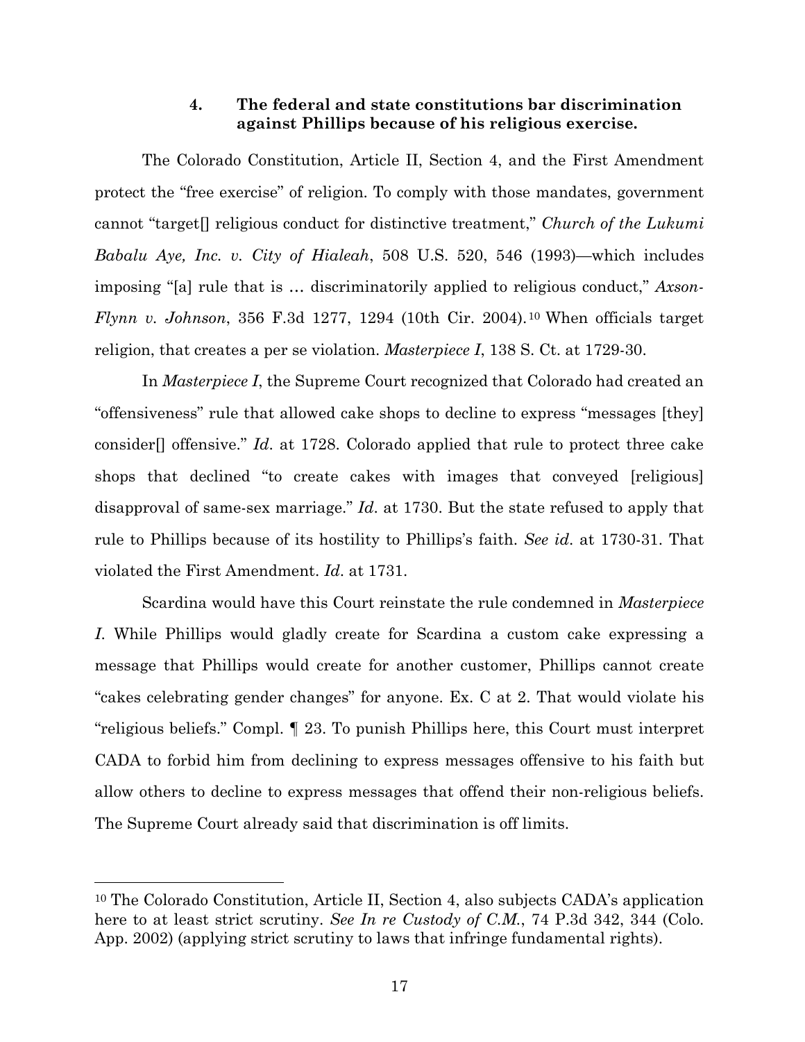#### 4. **The federal and state constitutions bar discrimination against Phillips because of his religious exercise.**

The Colorado Constitution, Article II, Section 4, and the First Amendment protect the "free exercise" of religion. To comply with those mandates, government cannot "target[] religious conduct for distinctive treatment," *Church of the Lukumi Babalu Aye, Inc. v. City of Hialeah*, 508 U.S. 520, 546 (1993)—which includes imposing "[a] rule that is … discriminatorily applied to religious conduct," *Axson-Flynn v. Johnson*, 356 F.3d 1277, 1294 (10th Cir. 2004).[10] When officials target religion, that creates a per se violation. *Masterpiece I*, 138 S. Ct. at 1729-30.

In *Masterpiece I*, the Supreme Court recognized that Colorado had created an "offensiveness" rule that allowed cake shops to decline to express "messages [they] consider[] offensive." *Id*. at 1728. Colorado applied that rule to protect three cake shops that declined "to create cakes with images that conveyed [religious] disapproval of same-sex marriage." *Id*. at 1730. But the state refused to apply that rule to Phillips because of its hostility to Phillips's faith. *See id*. at 1730-31. That violated the First Amendment. *Id*. at 1731.

Scardina would have this Court reinstate the rule condemned in *Masterpiece I*. While Phillips would gladly create for Scardina a custom cake expressing a message that Phillips would create for another customer, Phillips cannot create "cakes celebrating gender changes" for anyone. Ex. C at 2. That would violate his "religious beliefs." Compl. ¶ 23. To punish Phillips here, this Court must interpret CADA to forbid him from declining to express messages offensive to his faith but allow others to decline to express messages that offend their non-religious beliefs. The Supreme Court already said that discrimination is off limits.

---

[10] The Colorado Constitution, Article II, Section 4, also subjects CADA's application here to at least strict scrutiny. *See In re Custody of C.M.*, 74 P.3d 342, 344 (Colo. App. 2002) (applying strict scrutiny to laws that infringe fundamental rights).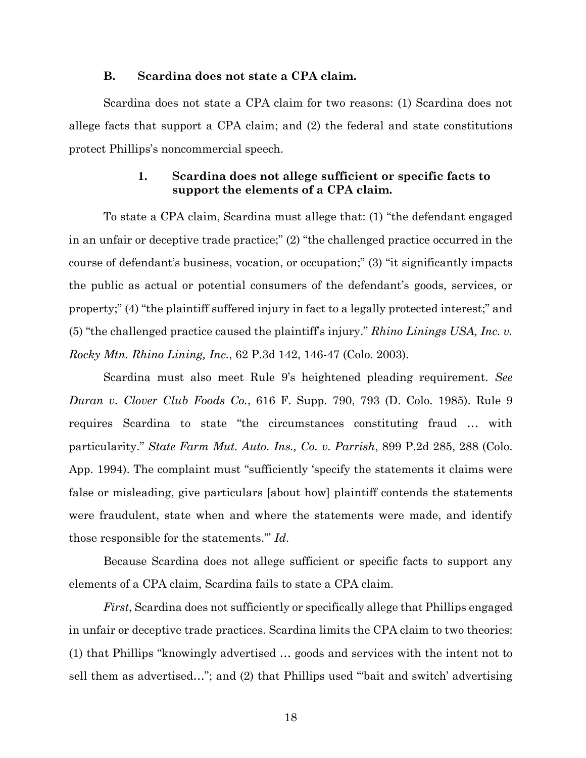### B. Scardina does not state a CPA claim.

Scardina does not state a CPA claim for two reasons: (1) Scardina does not allege facts that support a CPA claim; and (2) the federal and state constitutions protect Phillips's noncommercial speech.

#### 1. Scardina does not allege sufficient or specific facts to support the elements of a CPA claim.

To state a CPA claim, Scardina must allege that: (1) "the defendant engaged in an unfair or deceptive trade practice;" (2) "the challenged practice occurred in the course of defendant's business, vocation, or occupation;" (3) "it significantly impacts the public as actual or potential consumers of the defendant's goods, services, or property;" (4) "the plaintiff suffered injury in fact to a legally protected interest;" and (5) "the challenged practice caused the plaintiff's injury." *Rhino Linings USA, Inc. v. Rocky Mtn. Rhino Lining, Inc.*, 62 P.3d 142, 146-47 (Colo. 2003).

Scardina must also meet Rule 9's heightened pleading requirement. *See Duran v. Clover Club Foods Co.*, 616 F. Supp. 790, 793 (D. Colo. 1985). Rule 9 requires Scardina to state "the circumstances constituting fraud … with particularity." *State Farm Mut. Auto. Ins., Co. v. Parrish*, 899 P.2d 285, 288 (Colo. App. 1994). The complaint must "sufficiently 'specify the statements it claims were false or misleading, give particulars [about how] plaintiff contends the statements were fraudulent, state when and where the statements were made, and identify those responsible for the statements.'" *Id*.

Because Scardina does not allege sufficient or specific facts to support any elements of a CPA claim, Scardina fails to state a CPA claim.

*First*, Scardina does not sufficiently or specifically allege that Phillips engaged in unfair or deceptive trade practices. Scardina limits the CPA claim to two theories: (1) that Phillips "knowingly advertised … goods and services with the intent not to sell them as advertised…"; and (2) that Phillips used "'bait and switch' advertising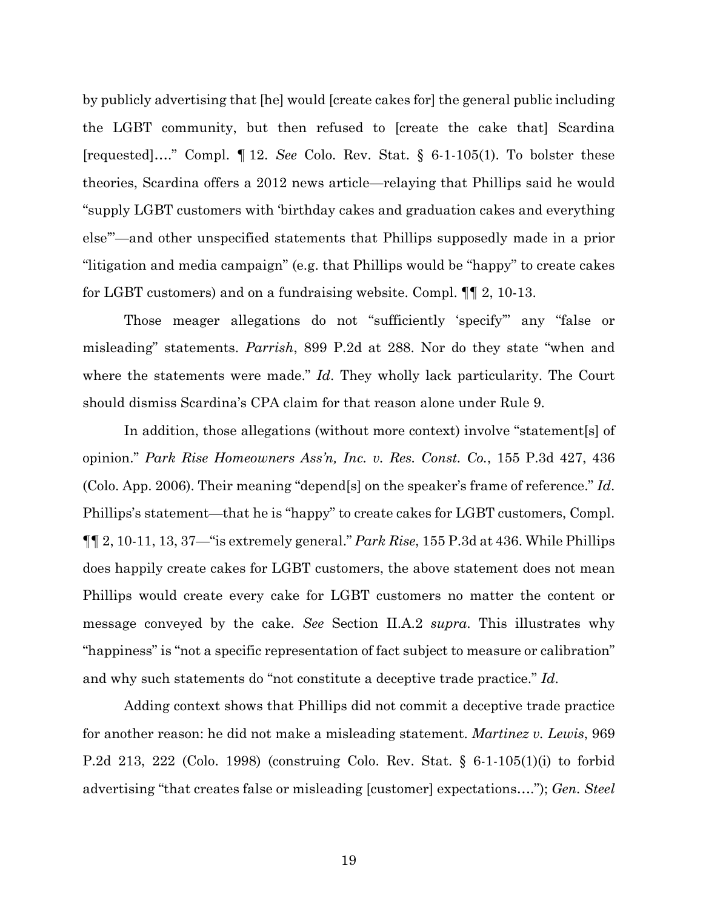by publicly advertising that [he] would [create cakes for] the general public including the LGBT community, but then refused to [create the cake that] Scardina [requested]…." Compl. ¶ 12. *See* Colo. Rev. Stat. § 6-1-105(1). To bolster these theories, Scardina offers a 2012 news article—relaying that Phillips said he would "supply LGBT customers with 'birthday cakes and graduation cakes and everything else'"—and other unspecified statements that Phillips supposedly made in a prior "litigation and media campaign" (e.g. that Phillips would be "happy" to create cakes for LGBT customers) and on a fundraising website. Compl. ¶¶ 2, 10-13.

Those meager allegations do not "sufficiently 'specify'" any "false or misleading" statements. *Parrish*, 899 P.2d at 288. Nor do they state "when and where the statements were made." *Id*. They wholly lack particularity. The Court should dismiss Scardina's CPA claim for that reason alone under Rule 9.

In addition, those allegations (without more context) involve "statement[s] of opinion." *Park Rise Homeowners Ass'n, Inc. v. Res. Const. Co.*, 155 P.3d 427, 436 (Colo. App. 2006). Their meaning "depend[s] on the speaker's frame of reference." *Id*. Phillips's statement—that he is "happy" to create cakes for LGBT customers, Compl. ¶¶ 2, 10-11, 13, 37—"is extremely general." *Park Rise*, 155 P.3d at 436. While Phillips does happily create cakes for LGBT customers, the above statement does not mean Phillips would create every cake for LGBT customers no matter the content or message conveyed by the cake. *See* Section II.A.2 *supra*. This illustrates why "happiness" is "not a specific representation of fact subject to measure or calibration" and why such statements do "not constitute a deceptive trade practice." *Id*.

Adding context shows that Phillips did not commit a deceptive trade practice for another reason: he did not make a misleading statement. *Martinez v. Lewis*, 969 P.2d 213, 222 (Colo. 1998) (construing Colo. Rev. Stat. § 6-1-105(1)(i) to forbid advertising "that creates false or misleading [customer] expectations…."); *Gen. Steel*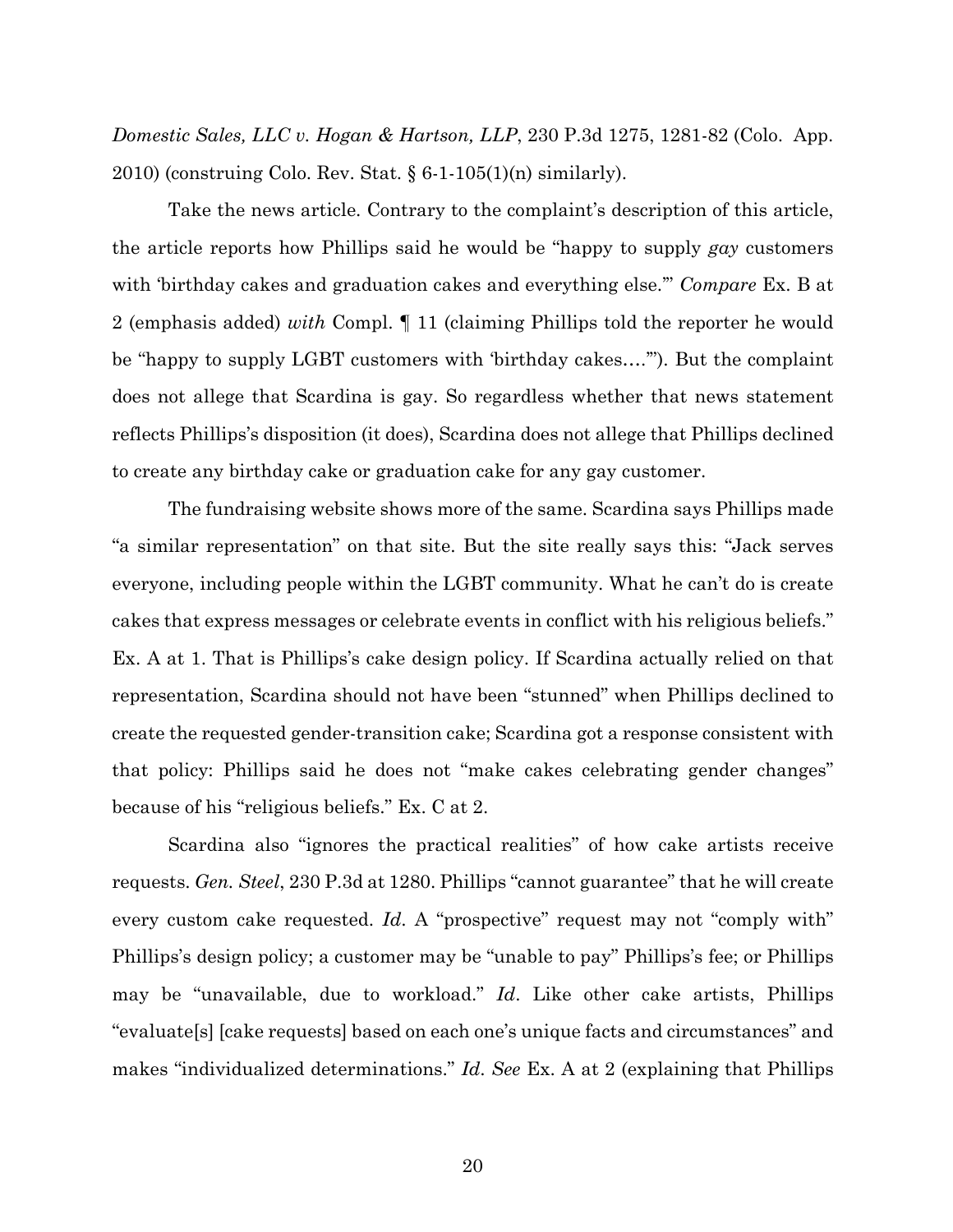*Domestic Sales, LLC v. Hogan & Hartson, LLP*, 230 P.3d 1275, 1281-82 (Colo. App. 2010) (construing Colo. Rev. Stat. § 6-1-105(1)(n) similarly).

Take the news article. Contrary to the complaint's description of this article, the article reports how Phillips said he would be "happy to supply *gay* customers with 'birthday cakes and graduation cakes and everything else.'" *Compare* Ex. B at 2 (emphasis added) *with* Compl. ¶ 11 (claiming Phillips told the reporter he would be "happy to supply LGBT customers with 'birthday cakes….'"). But the complaint does not allege that Scardina is gay. So regardless whether that news statement reflects Phillips's disposition (it does), Scardina does not allege that Phillips declined to create any birthday cake or graduation cake for any gay customer.

The fundraising website shows more of the same. Scardina says Phillips made "a similar representation" on that site. But the site really says this: "Jack serves everyone, including people within the LGBT community. What he can't do is create cakes that express messages or celebrate events in conflict with his religious beliefs." Ex. A at 1. That is Phillips's cake design policy. If Scardina actually relied on that representation, Scardina should not have been "stunned" when Phillips declined to create the requested gender-transition cake; Scardina got a response consistent with that policy: Phillips said he does not "make cakes celebrating gender changes" because of his "religious beliefs." Ex. C at 2.

Scardina also "ignores the practical realities" of how cake artists receive requests. *Gen. Steel*, 230 P.3d at 1280. Phillips "cannot guarantee" that he will create every custom cake requested. *Id*. A "prospective" request may not "comply with" Phillips's design policy; a customer may be "unable to pay" Phillips's fee; or Phillips may be "unavailable, due to workload." *Id*. Like other cake artists, Phillips "evaluate[s] [cake requests] based on each one's unique facts and circumstances" and makes "individualized determinations." *Id*. *See* Ex. A at 2 (explaining that Phillips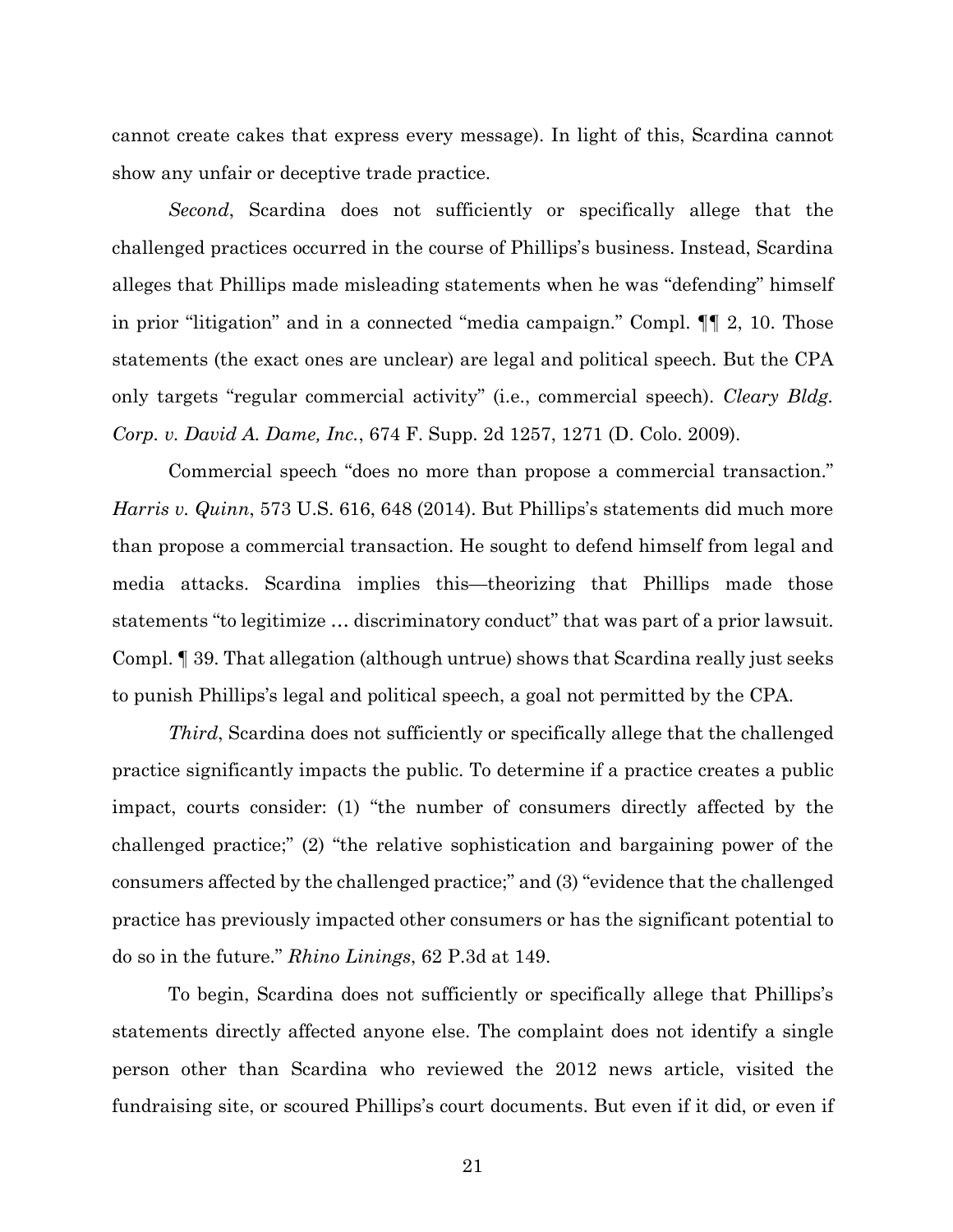cannot create cakes that express every message). In light of this, Scardina cannot show any unfair or deceptive trade practice.

*Second*, Scardina does not sufficiently or specifically allege that the challenged practices occurred in the course of Phillips's business. Instead, Scardina alleges that Phillips made misleading statements when he was "defending" himself in prior "litigation" and in a connected "media campaign." Compl. ¶¶ 2, 10. Those statements (the exact ones are unclear) are legal and political speech. But the CPA only targets "regular commercial activity" (i.e., commercial speech). *Cleary Bldg. Corp. v. David A. Dame, Inc.*, 674 F. Supp. 2d 1257, 1271 (D. Colo. 2009).

Commercial speech "does no more than propose a commercial transaction." *Harris v. Quinn*, 573 U.S. 616, 648 (2014). But Phillips's statements did much more than propose a commercial transaction. He sought to defend himself from legal and media attacks. Scardina implies this—theorizing that Phillips made those statements "to legitimize … discriminatory conduct" that was part of a prior lawsuit. Compl. ¶ 39. That allegation (although untrue) shows that Scardina really just seeks to punish Phillips's legal and political speech, a goal not permitted by the CPA.

*Third*, Scardina does not sufficiently or specifically allege that the challenged practice significantly impacts the public. To determine if a practice creates a public impact, courts consider: (1) "the number of consumers directly affected by the challenged practice;" (2) "the relative sophistication and bargaining power of the consumers affected by the challenged practice;" and (3) "evidence that the challenged practice has previously impacted other consumers or has the significant potential to do so in the future." *Rhino Linings*, 62 P.3d at 149.

To begin, Scardina does not sufficiently or specifically allege that Phillips's statements directly affected anyone else. The complaint does not identify a single person other than Scardina who reviewed the 2012 news article, visited the fundraising site, or scoured Phillips's court documents. But even if it did, or even if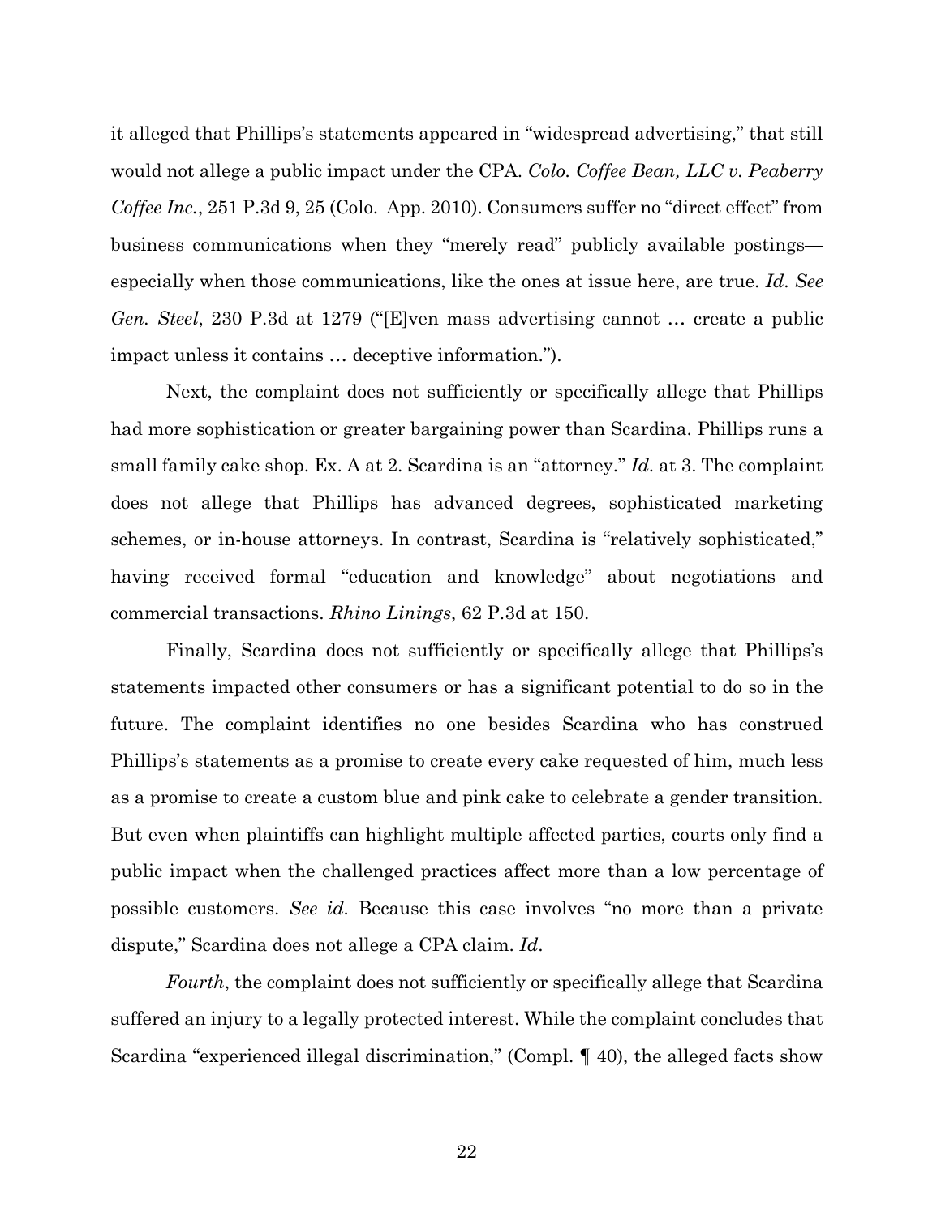it alleged that Phillips's statements appeared in "widespread advertising," that still would not allege a public impact under the CPA. *Colo. Coffee Bean, LLC v. Peaberry Coffee Inc.*, 251 P.3d 9, 25 (Colo. App. 2010). Consumers suffer no "direct effect" from business communications when they "merely read" publicly available postings—especially when those communications, like the ones at issue here, are true. *Id. See Gen. Steel*, 230 P.3d at 1279 ("[E]ven mass advertising cannot … create a public impact unless it contains … deceptive information.").

Next, the complaint does not sufficiently or specifically allege that Phillips had more sophistication or greater bargaining power than Scardina. Phillips runs a small family cake shop. Ex. A at 2. Scardina is an "attorney." *Id.* at 3. The complaint does not allege that Phillips has advanced degrees, sophisticated marketing schemes, or in-house attorneys. In contrast, Scardina is "relatively sophisticated," having received formal "education and knowledge" about negotiations and commercial transactions. *Rhino Linings*, 62 P.3d at 150.

Finally, Scardina does not sufficiently or specifically allege that Phillips's statements impacted other consumers or has a significant potential to do so in the future. The complaint identifies no one besides Scardina who has construed Phillips's statements as a promise to create every cake requested of him, much less as a promise to create a custom blue and pink cake to celebrate a gender transition. But even when plaintiffs can highlight multiple affected parties, courts only find a public impact when the challenged practices affect more than a low percentage of possible customers. *See id.* Because this case involves "no more than a private dispute," Scardina does not allege a CPA claim. *Id.*

*Fourth*, the complaint does not sufficiently or specifically allege that Scardina suffered an injury to a legally protected interest. While the complaint concludes that Scardina "experienced illegal discrimination," (Compl. ¶ 40), the alleged facts show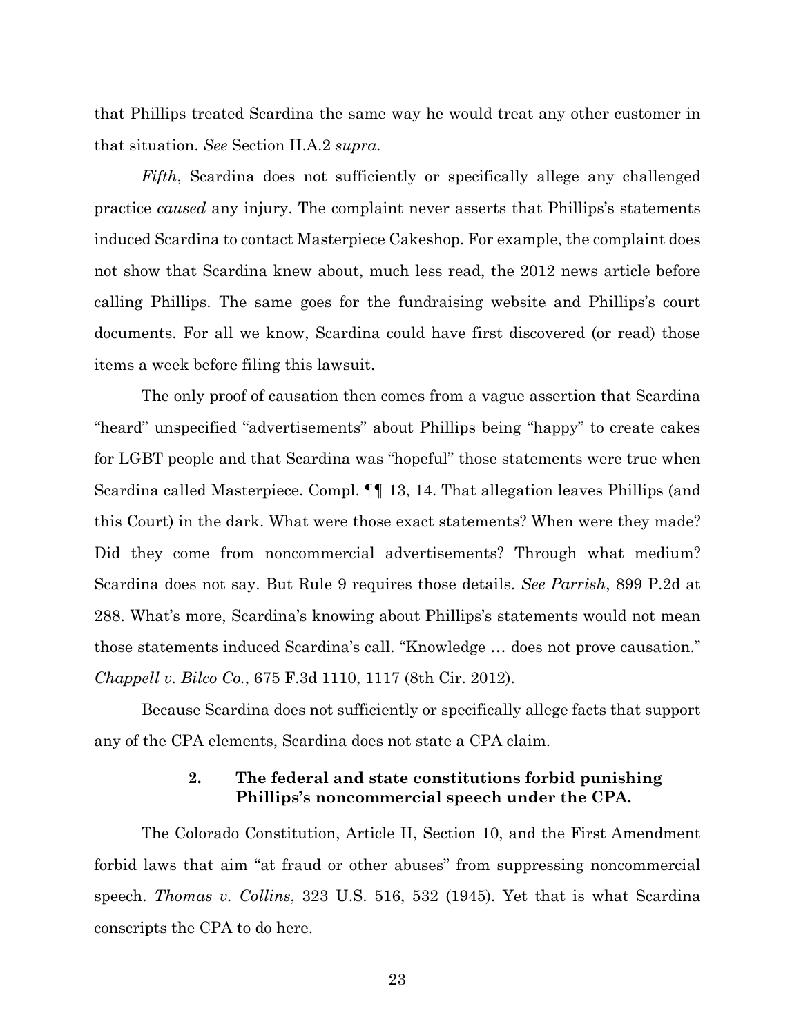that Phillips treated Scardina the same way he would treat any other customer in that situation. *See* Section II.A.2 *supra*.

*Fifth*, Scardina does not sufficiently or specifically allege any challenged practice *caused* any injury. The complaint never asserts that Phillips's statements induced Scardina to contact Masterpiece Cakeshop. For example, the complaint does not show that Scardina knew about, much less read, the 2012 news article before calling Phillips. The same goes for the fundraising website and Phillips's court documents. For all we know, Scardina could have first discovered (or read) those items a week before filing this lawsuit.

The only proof of causation then comes from a vague assertion that Scardina "heard" unspecified "advertisements" about Phillips being "happy" to create cakes for LGBT people and that Scardina was "hopeful" those statements were true when Scardina called Masterpiece. Compl. ¶¶ 13, 14. That allegation leaves Phillips (and this Court) in the dark. What were those exact statements? When were they made? Did they come from noncommercial advertisements? Through what medium? Scardina does not say. But Rule 9 requires those details. *See Parrish*, 899 P.2d at 288. What's more, Scardina's knowing about Phillips's statements would not mean those statements induced Scardina's call. "Knowledge … does not prove causation." *Chappell v. Bilco Co.*, 675 F.3d 1110, 1117 (8th Cir. 2012).

Because Scardina does not sufficiently or specifically allege facts that support any of the CPA elements, Scardina does not state a CPA claim.

#### 2. The federal and state constitutions forbid punishing Phillips's noncommercial speech under the CPA.

The Colorado Constitution, Article II, Section 10, and the First Amendment forbid laws that aim "at fraud or other abuses" from suppressing noncommercial speech. *Thomas v. Collins*, 323 U.S. 516, 532 (1945). Yet that is what Scardina conscripts the CPA to do here.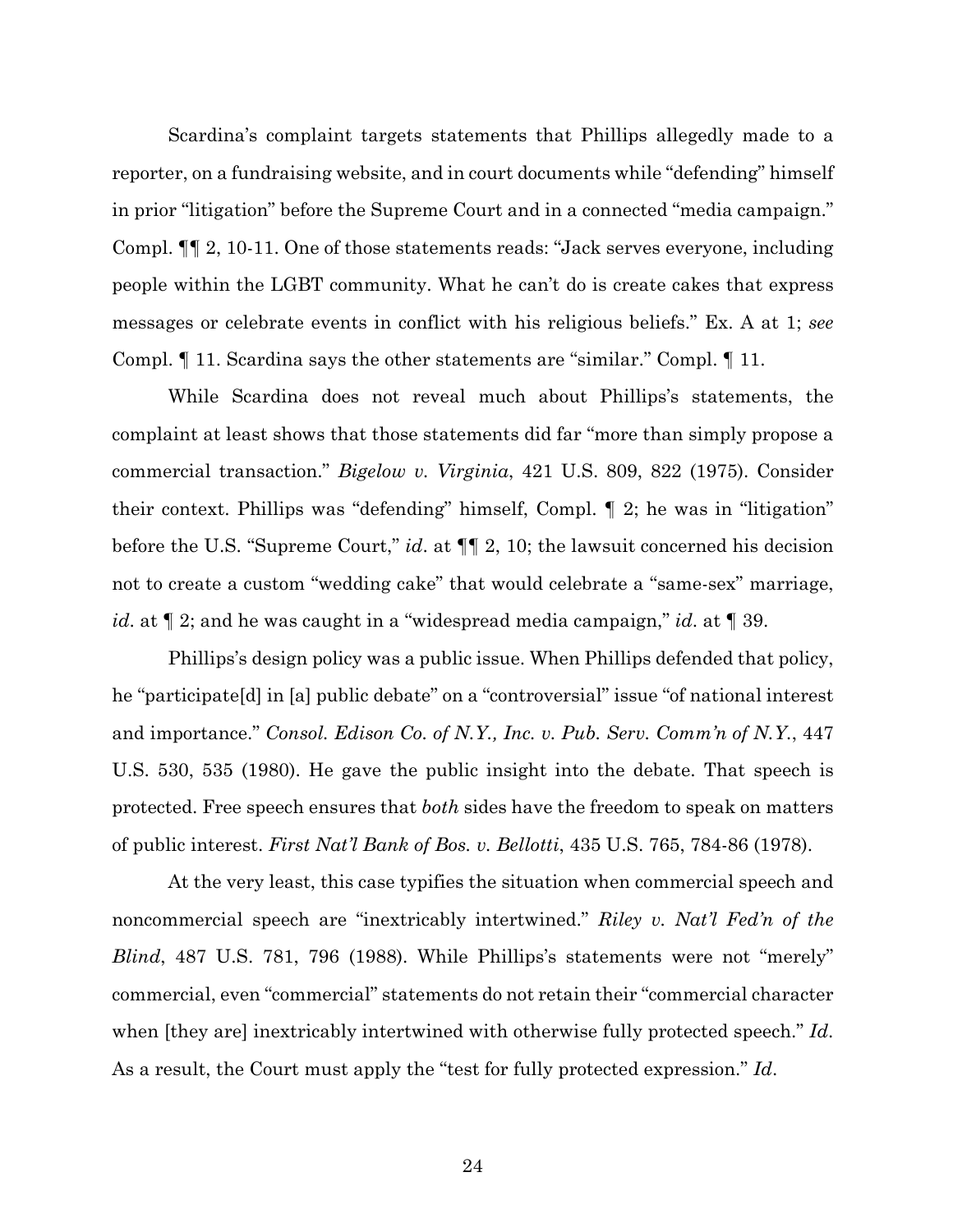Scardina's complaint targets statements that Phillips allegedly made to a reporter, on a fundraising website, and in court documents while "defending" himself in prior "litigation" before the Supreme Court and in a connected "media campaign." Compl. ¶¶ 2, 10-11. One of those statements reads: "Jack serves everyone, including people within the LGBT community. What he can't do is create cakes that express messages or celebrate events in conflict with his religious beliefs." Ex. A at 1; *see* Compl. ¶ 11. Scardina says the other statements are "similar." Compl. ¶ 11.

While Scardina does not reveal much about Phillips's statements, the complaint at least shows that those statements did far "more than simply propose a commercial transaction." *Bigelow v. Virginia*, 421 U.S. 809, 822 (1975). Consider their context. Phillips was "defending" himself, Compl. ¶ 2; he was in "litigation" before the U.S. "Supreme Court," *id*. at ¶¶ 2, 10; the lawsuit concerned his decision not to create a custom "wedding cake" that would celebrate a "same-sex" marriage, *id*. at ¶ 2; and he was caught in a "widespread media campaign," *id*. at ¶ 39.

Phillips's design policy was a public issue. When Phillips defended that policy, he "participate[d] in [a] public debate" on a "controversial" issue "of national interest and importance." *Consol. Edison Co. of N.Y., Inc. v. Pub. Serv. Comm'n of N.Y.*, 447 U.S. 530, 535 (1980). He gave the public insight into the debate. That speech is protected. Free speech ensures that *both* sides have the freedom to speak on matters of public interest. *First Nat'l Bank of Bos. v. Bellotti*, 435 U.S. 765, 784-86 (1978).

At the very least, this case typifies the situation when commercial speech and noncommercial speech are "inextricably intertwined." *Riley v. Nat'l Fed'n of the Blind*, 487 U.S. 781, 796 (1988). While Phillips's statements were not "merely" commercial, even "commercial" statements do not retain their "commercial character when [they are] inextricably intertwined with otherwise fully protected speech." *Id*. As a result, the Court must apply the "test for fully protected expression." *Id*.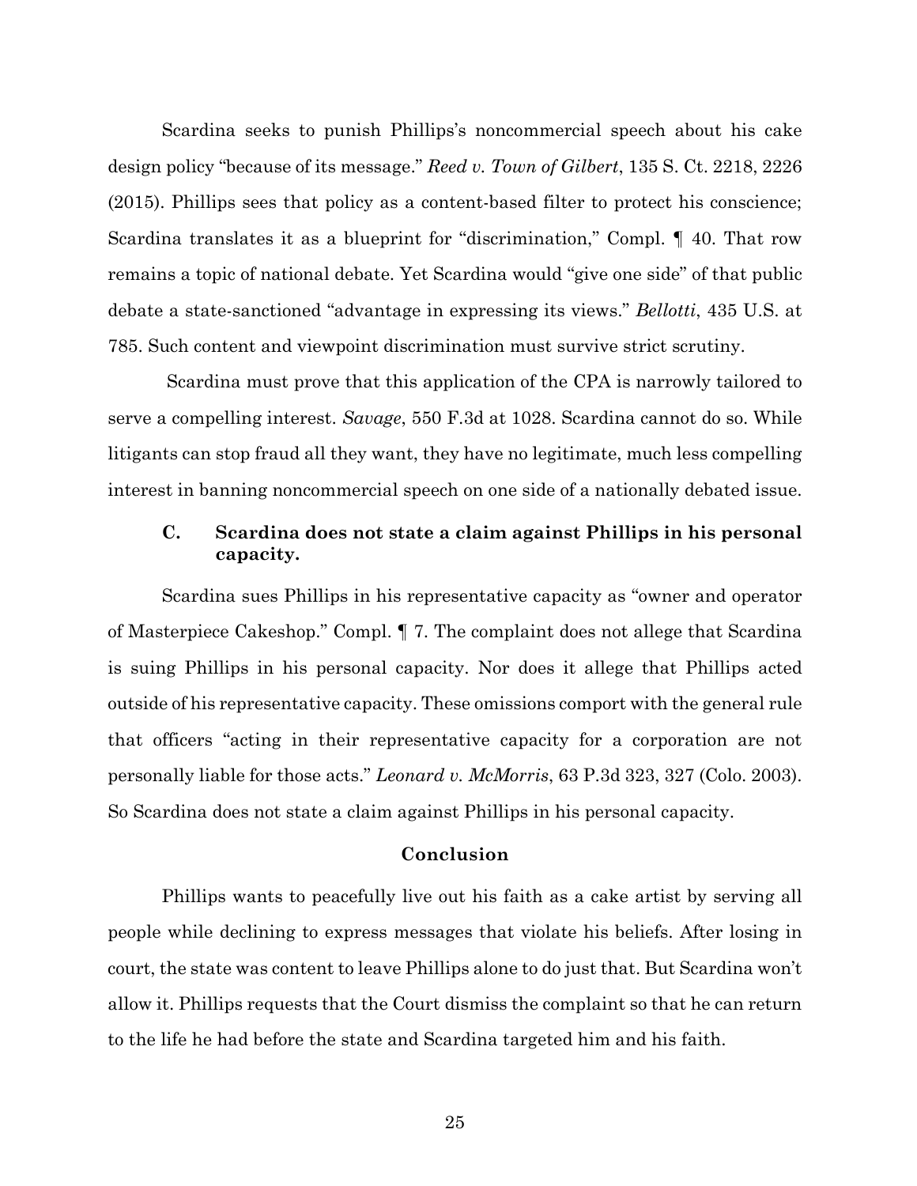Scardina seeks to punish Phillips's noncommercial speech about his cake design policy "because of its message." *Reed v. Town of Gilbert*, 135 S. Ct. 2218, 2226 (2015). Phillips sees that policy as a content-based filter to protect his conscience; Scardina translates it as a blueprint for "discrimination," Compl. ¶ 40. That row remains a topic of national debate. Yet Scardina would "give one side" of that public debate a state-sanctioned "advantage in expressing its views." *Bellotti*, 435 U.S. at 785. Such content and viewpoint discrimination must survive strict scrutiny.

Scardina must prove that this application of the CPA is narrowly tailored to serve a compelling interest. *Savage*, 550 F.3d at 1028. Scardina cannot do so. While litigants can stop fraud all they want, they have no legitimate, much less compelling interest in banning noncommercial speech on one side of a nationally debated issue.

### C. Scardina does not state a claim against Phillips in his personal capacity.

Scardina sues Phillips in his representative capacity as "owner and operator of Masterpiece Cakeshop." Compl. ¶ 7. The complaint does not allege that Scardina is suing Phillips in his personal capacity. Nor does it allege that Phillips acted outside of his representative capacity. These omissions comport with the general rule that officers "acting in their representative capacity for a corporation are not personally liable for those acts." *Leonard v. McMorris*, 63 P.3d 323, 327 (Colo. 2003). So Scardina does not state a claim against Phillips in his personal capacity.

## Conclusion

Phillips wants to peacefully live out his faith as a cake artist by serving all people while declining to express messages that violate his beliefs. After losing in court, the state was content to leave Phillips alone to do just that. But Scardina won't allow it. Phillips requests that the Court dismiss the complaint so that he can return to the life he had before the state and Scardina targeted him and his faith.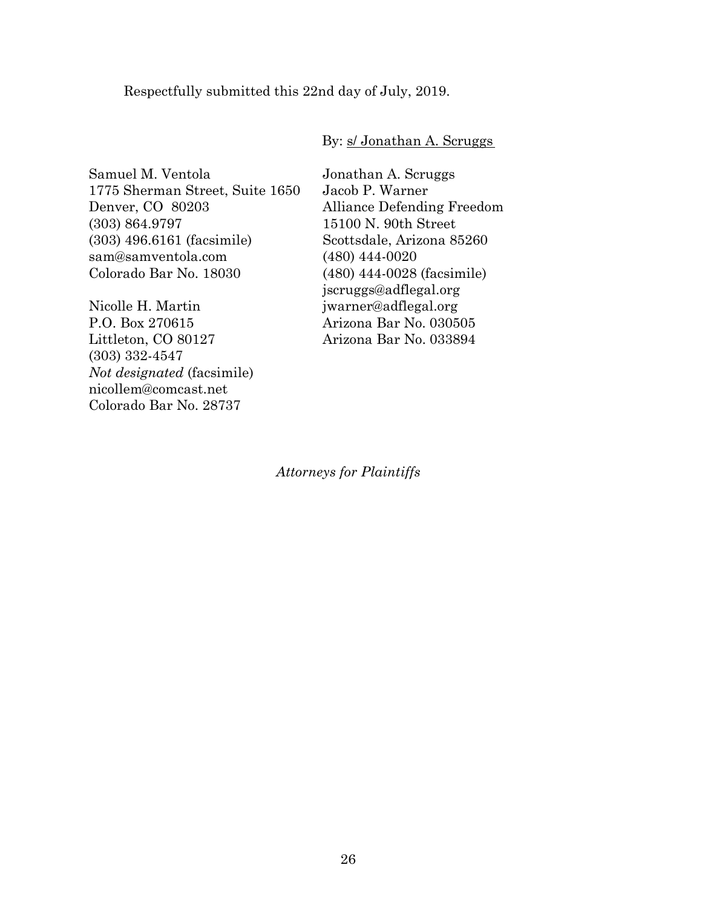Respectfully submitted this 22nd day of July, 2019.

By: s/ Jonathan A. Scruggs

Samuel M. Ventola
1775 Sherman Street, Suite 1650
Denver, CO 80203
(303) 864.9797
(303) 496.6161 (facsimile)
sam@samventola.com
Colorado Bar No. 18030

Nicolle H. Martin
P.O. Box 270615
Littleton, CO 80127
(303) 332-4547
*Not designated* (facsimile)
nicollem@comcast.net
Colorado Bar No. 28737

Jonathan A. Scruggs
Jacob P. Warner
Alliance Defending Freedom
15100 N. 90th Street
Scottsdale, Arizona 85260
(480) 444-0020
(480) 444-0028 (facsimile)
jscruggs@adflegal.org
jwarner@adflegal.org
Arizona Bar No. 030505
Arizona Bar No. 033894

*Attorneys for Plaintiffs*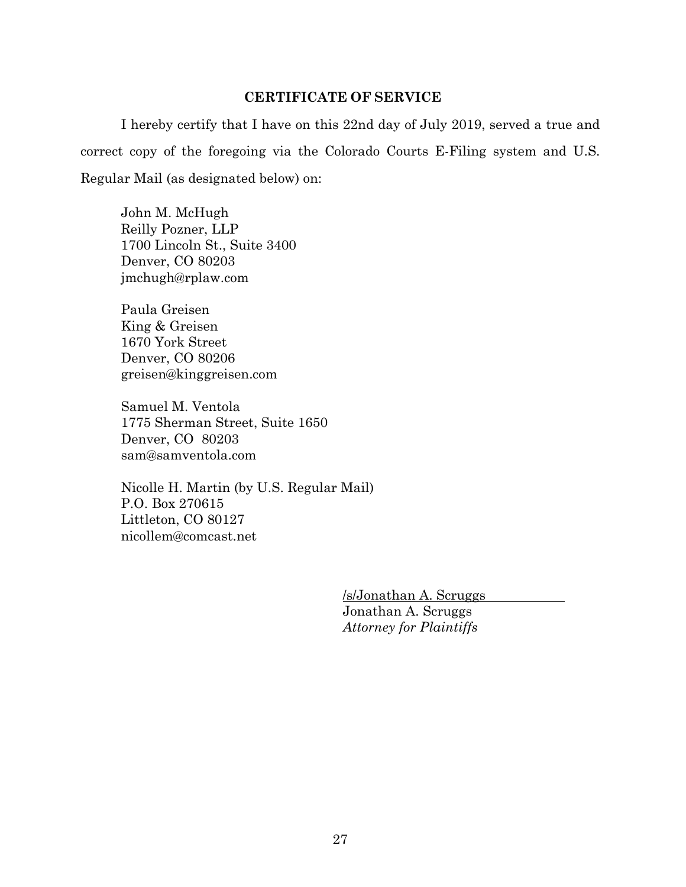## CERTIFICATE OF SERVICE

I hereby certify that I have on this 22nd day of July 2019, served a true and correct copy of the foregoing via the Colorado Courts E-Filing system and U.S. Regular Mail (as designated below) on:

John M. McHugh
Reilly Pozner, LLP
1700 Lincoln St., Suite 3400
Denver, CO 80203
jmchugh@rplaw.com

Paula Greisen
King & Greisen
1670 York Street
Denver, CO 80206
greisen@kinggreisen.com

Samuel M. Ventola
1775 Sherman Street, Suite 1650
Denver, CO 80203
sam@samventola.com

Nicolle H. Martin (by U.S. Regular Mail)
P.O. Box 270615
Littleton, CO 80127
nicollem@comcast.net

/s/Jonathan A. Scruggs
Jonathan A. Scruggs
*Attorney for Plaintiffs*